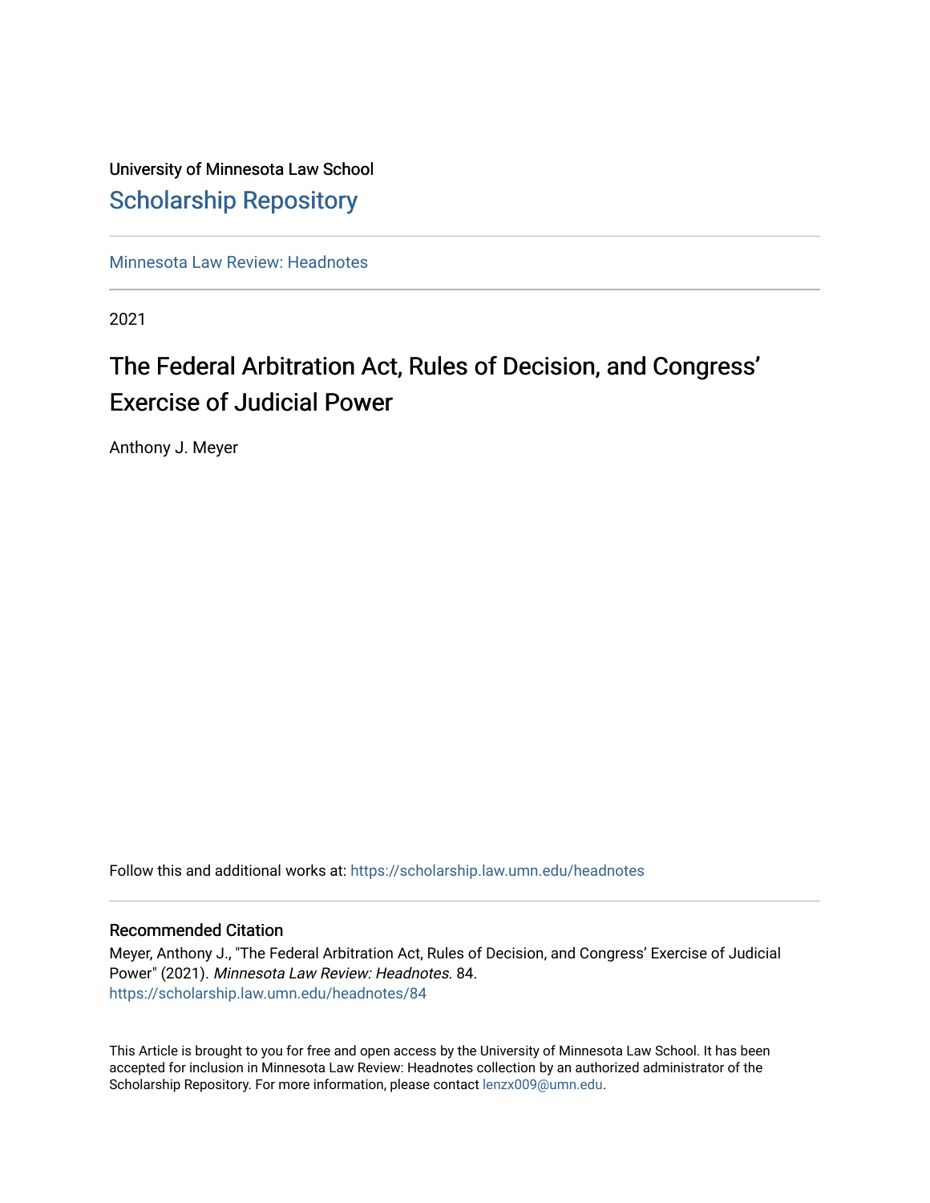University of Minnesota Law School

# Scholarship Repository

Minnesota Law Review: Headnotes

2021

## The Federal Arbitration Act, Rules of Decision, and Congress' Exercise of Judicial Power

Anthony J. Meyer

Follow this and additional works at: https://scholarship.law.umn.edu/headnotes

### Recommended Citation

Meyer, Anthony J., "The Federal Arbitration Act, Rules of Decision, and Congress' Exercise of Judicial Power" (2021). *Minnesota Law Review: Headnotes*. 84.
https://scholarship.law.umn.edu/headnotes/84

This Article is brought to you for free and open access by the University of Minnesota Law School. It has been accepted for inclusion in Minnesota Law Review: Headnotes collection by an authorized administrator of the Scholarship Repository. For more information, please contact lenzx009@umn.edu.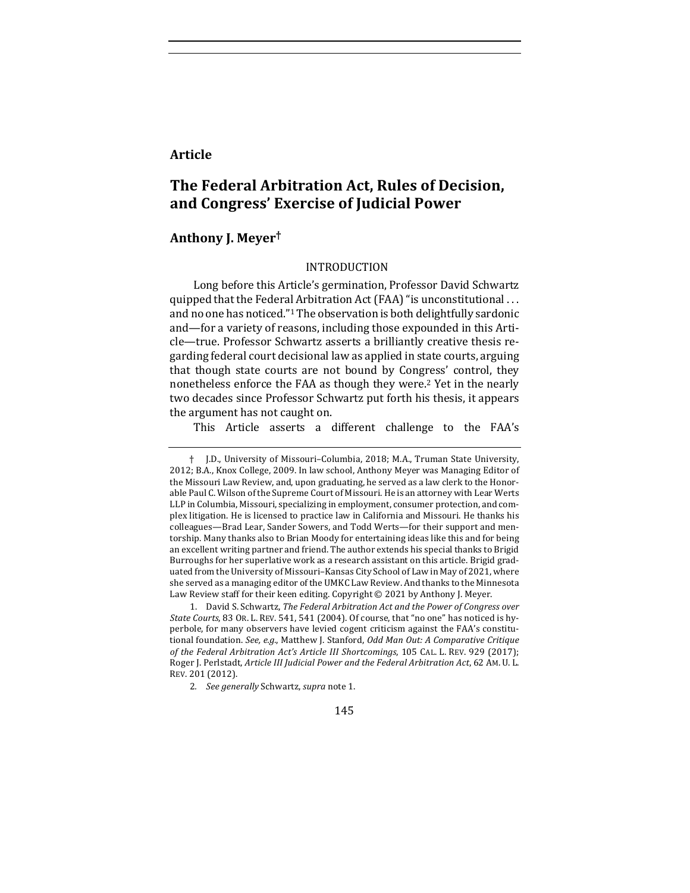**Article**

# The Federal Arbitration Act, Rules of Decision, and Congress' Exercise of Judicial Power

## Anthony J. Meyer†

### INTRODUCTION

Long before this Article's germination, Professor David Schwartz quipped that the Federal Arbitration Act (FAA) "is unconstitutional . . . and no one has noticed."[1] The observation is both delightfully sardonic and—for a variety of reasons, including those expounded in this Article—true. Professor Schwartz asserts a brilliantly creative thesis regarding federal court decisional law as applied in state courts, arguing that though state courts are not bound by Congress' control, they nonetheless enforce the FAA as though they were.[2] Yet in the nearly two decades since Professor Schwartz put forth his thesis, it appears the argument has not caught on.

This Article asserts a different challenge to the FAA's

---

† J.D., University of Missouri–Columbia, 2018; M.A., Truman State University, 2012; B.A., Knox College, 2009. In law school, Anthony Meyer was Managing Editor of the Missouri Law Review, and, upon graduating, he served as a law clerk to the Honorable Paul C. Wilson of the Supreme Court of Missouri. He is an attorney with Lear Werts LLP in Columbia, Missouri, specializing in employment, consumer protection, and complex litigation. He is licensed to practice law in California and Missouri. He thanks his colleagues—Brad Lear, Sander Sowers, and Todd Werts—for their support and mentorship. Many thanks also to Brian Moody for entertaining ideas like this and for being an excellent writing partner and friend. The author extends his special thanks to Brigid Burroughs for her superlative work as a research assistant on this article. Brigid graduated from the University of Missouri–Kansas City School of Law in May of 2021, where she served as a managing editor of the UMKC Law Review. And thanks to the Minnesota Law Review staff for their keen editing. Copyright © 2021 by Anthony J. Meyer.

1. David S. Schwartz, *The Federal Arbitration Act and the Power of Congress over State Courts*, 83 OR. L. REV. 541, 541 (2004). Of course, that "no one" has noticed is hyperbole, for many observers have levied cogent criticism against the FAA's constitutional foundation. *See, e.g.*, Matthew J. Stanford, *Odd Man Out: A Comparative Critique of the Federal Arbitration Act's Article III Shortcomings*, 105 CAL. L. REV. 929 (2017); Roger J. Perlstadt, *Article III Judicial Power and the Federal Arbitration Act*, 62 AM. U. L. REV. 201 (2012).

2. *See generally* Schwartz, *supra* note 1.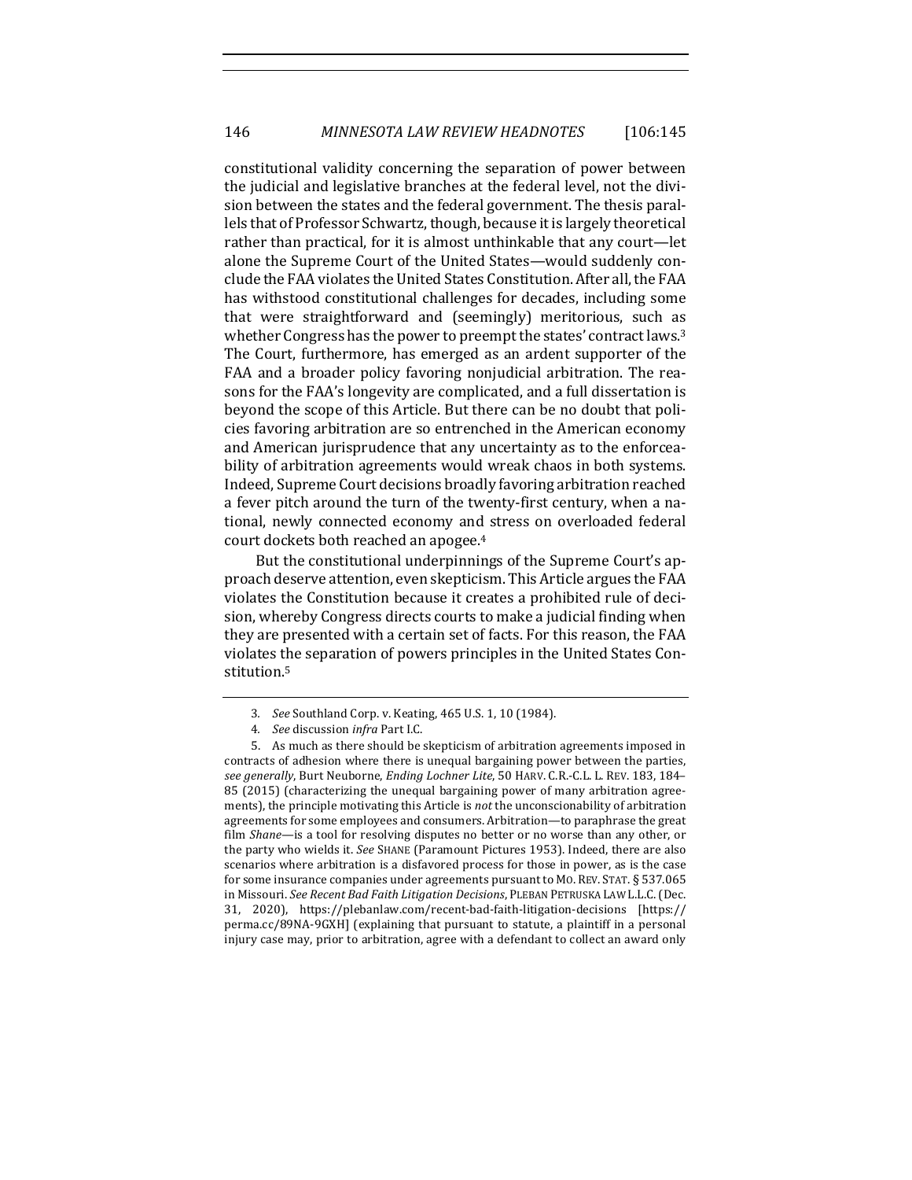constitutional validity concerning the separation of power between the judicial and legislative branches at the federal level, not the division between the states and the federal government. The thesis parallels that of Professor Schwartz, though, because it is largely theoretical rather than practical, for it is almost unthinkable that any court—let alone the Supreme Court of the United States—would suddenly conclude the FAA violates the United States Constitution. After all, the FAA has withstood constitutional challenges for decades, including some that were straightforward and (seemingly) meritorious, such as whether Congress has the power to preempt the states' contract laws.[3] The Court, furthermore, has emerged as an ardent supporter of the FAA and a broader policy favoring nonjudicial arbitration. The reasons for the FAA's longevity are complicated, and a full dissertation is beyond the scope of this Article. But there can be no doubt that policies favoring arbitration are so entrenched in the American economy and American jurisprudence that any uncertainty as to the enforceability of arbitration agreements would wreak chaos in both systems. Indeed, Supreme Court decisions broadly favoring arbitration reached a fever pitch around the turn of the twenty-first century, when a national, newly connected economy and stress on overloaded federal court dockets both reached an apogee.[4]

But the constitutional underpinnings of the Supreme Court's approach deserve attention, even skepticism. This Article argues the FAA violates the Constitution because it creates a prohibited rule of decision, whereby Congress directs courts to make a judicial finding when they are presented with a certain set of facts. For this reason, the FAA violates the separation of powers principles in the United States Constitution.[5]

---

3. *See* Southland Corp. v. Keating, 465 U.S. 1, 10 (1984).

4. *See* discussion *infra* Part I.C.

5. As much as there should be skepticism of arbitration agreements imposed in contracts of adhesion where there is unequal bargaining power between the parties, *see generally*, Burt Neuborne, *Ending Lochner Lite*, 50 HARV. C.R.-C.L. L. REV. 183, 184–85 (2015) (characterizing the unequal bargaining power of many arbitration agreements), the principle motivating this Article is *not* the unconscionability of arbitration agreements for some employees and consumers. Arbitration—to paraphrase the great film *Shane*—is a tool for resolving disputes no better or no worse than any other, or the party who wields it. *See* SHANE (Paramount Pictures 1953). Indeed, there are also scenarios where arbitration is a disfavored process for those in power, as is the case for some insurance companies under agreements pursuant to MO. REV. STAT. § 537.065 in Missouri. *See Recent Bad Faith Litigation Decisions*, PLEBAN PETRUSKA LAW L.L.C. (Dec. 31, 2020), https://plebanlaw.com/recent-bad-faith-litigation-decisions [https://perma.cc/89NA-9GXH] (explaining that pursuant to statute, a plaintiff in a personal injury case may, prior to arbitration, agree with a defendant to collect an award only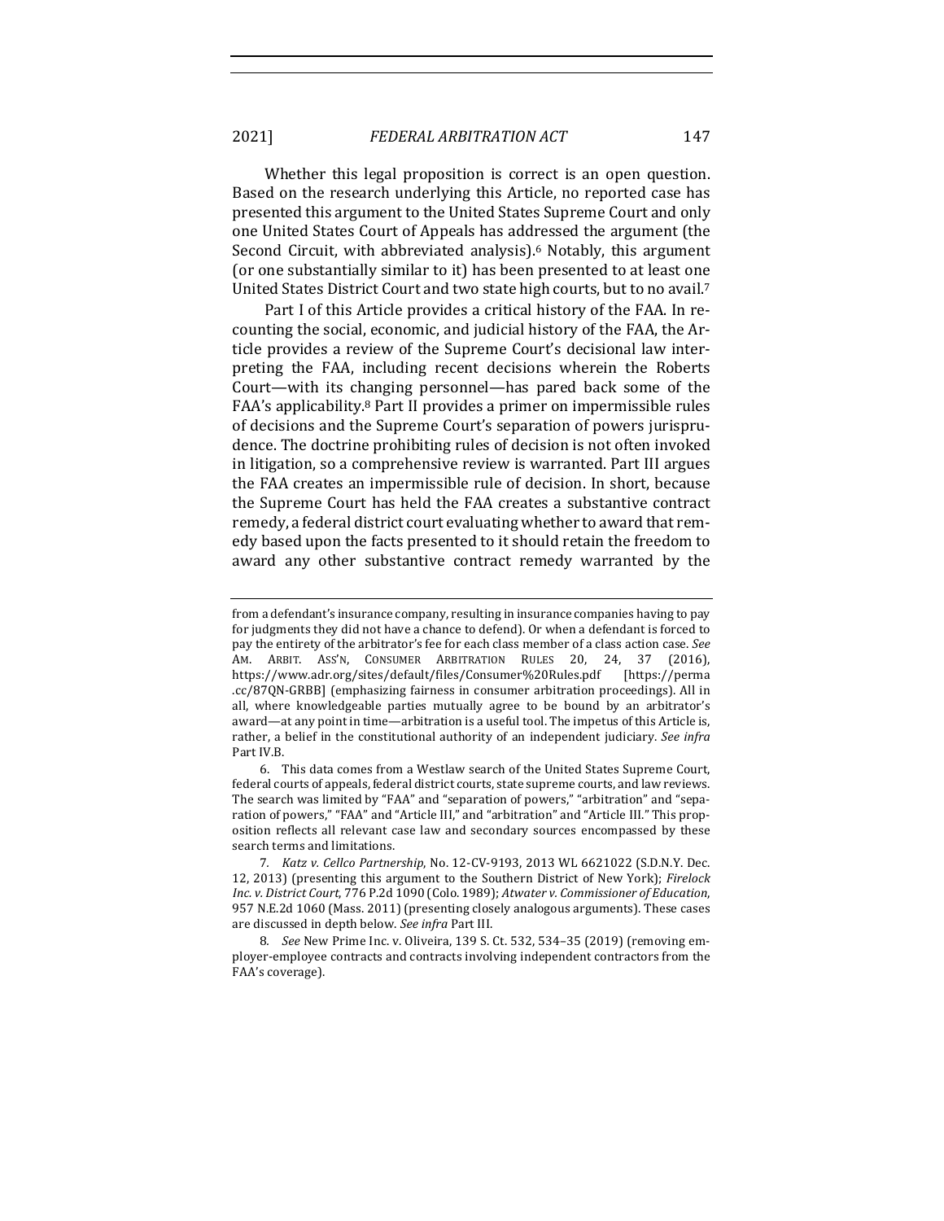Whether this legal proposition is correct is an open question. Based on the research underlying this Article, no reported case has presented this argument to the United States Supreme Court and only one United States Court of Appeals has addressed the argument (the Second Circuit, with abbreviated analysis).[6] Notably, this argument (or one substantially similar to it) has been presented to at least one United States District Court and two state high courts, but to no avail.[7]

Part I of this Article provides a critical history of the FAA. In recounting the social, economic, and judicial history of the FAA, the Article provides a review of the Supreme Court's decisional law interpreting the FAA, including recent decisions wherein the Roberts Court—with its changing personnel—has pared back some of the FAA's applicability.[8] Part II provides a primer on impermissible rules of decisions and the Supreme Court's separation of powers jurisprudence. The doctrine prohibiting rules of decision is not often invoked in litigation, so a comprehensive review is warranted. Part III argues the FAA creates an impermissible rule of decision. In short, because the Supreme Court has held the FAA creates a substantive contract remedy, a federal district court evaluating whether to award that remedy based upon the facts presented to it should retain the freedom to award any other substantive contract remedy warranted by the

---

from a defendant's insurance company, resulting in insurance companies having to pay for judgments they did not have a chance to defend). Or when a defendant is forced to pay the entirety of the arbitrator's fee for each class member of a class action case. *See* AM. ARBIT. ASS'N, CONSUMER ARBITRATION RULES 20, 24, 37 (2016), https://www.adr.org/sites/default/files/Consumer%20Rules.pdf [https://perma.cc/87QN-GRBB] (emphasizing fairness in consumer arbitration proceedings). All in all, where knowledgeable parties mutually agree to be bound by an arbitrator's award—at any point in time—arbitration is a useful tool. The impetus of this Article is, rather, a belief in the constitutional authority of an independent judiciary. *See infra* Part IV.B.

6. This data comes from a Westlaw search of the United States Supreme Court, federal courts of appeals, federal district courts, state supreme courts, and law reviews. The search was limited by "FAA" and "separation of powers," "arbitration" and "separation of powers," "FAA" and "Article III," and "arbitration" and "Article III." This proposition reflects all relevant case law and secondary sources encompassed by these search terms and limitations.

7. *Katz v. Cellco Partnership*, No. 12-CV-9193, 2013 WL 6621022 (S.D.N.Y. Dec. 12, 2013) (presenting this argument to the Southern District of New York); *Firelock Inc. v. District Court*, 776 P.2d 1090 (Colo. 1989); *Atwater v. Commissioner of Education*, 957 N.E.2d 1060 (Mass. 2011) (presenting closely analogous arguments). These cases are discussed in depth below. *See infra* Part III.

8. *See* New Prime Inc. v. Oliveira, 139 S. Ct. 532, 534–35 (2019) (removing employer-employee contracts and contracts involving independent contractors from the FAA's coverage).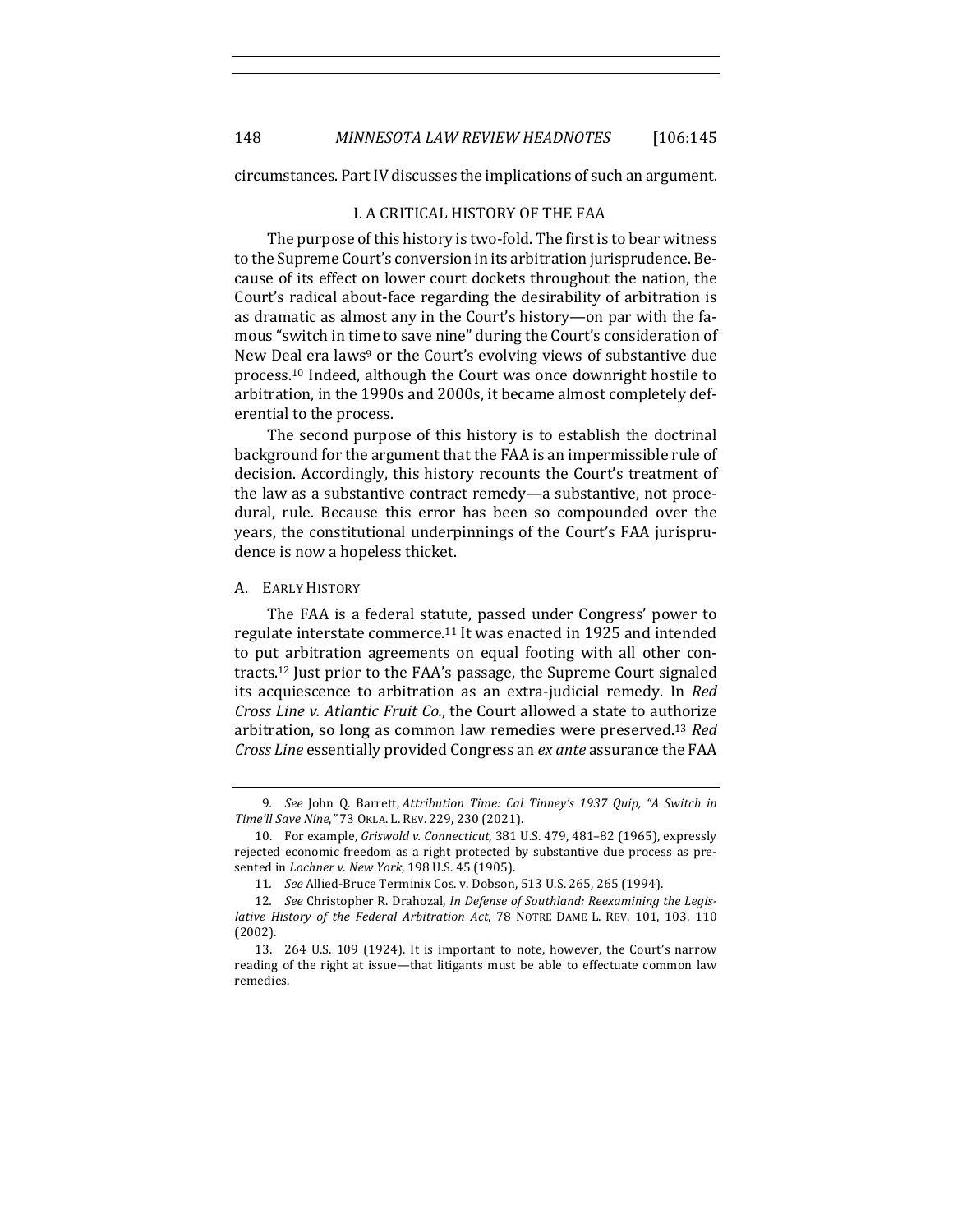circumstances. Part IV discusses the implications of such an argument.

## I. A CRITICAL HISTORY OF THE FAA

The purpose of this history is two-fold. The first is to bear witness to the Supreme Court's conversion in its arbitration jurisprudence. Because of its effect on lower court dockets throughout the nation, the Court's radical about-face regarding the desirability of arbitration is as dramatic as almost any in the Court's history—on par with the famous "switch in time to save nine" during the Court's consideration of New Deal era laws[9] or the Court's evolving views of substantive due process.[10] Indeed, although the Court was once downright hostile to arbitration, in the 1990s and 2000s, it became almost completely deferential to the process.

The second purpose of this history is to establish the doctrinal background for the argument that the FAA is an impermissible rule of decision. Accordingly, this history recounts the Court's treatment of the law as a substantive contract remedy—a substantive, not procedural, rule. Because this error has been so compounded over the years, the constitutional underpinnings of the Court's FAA jurisprudence is now a hopeless thicket.

### A. Early History

The FAA is a federal statute, passed under Congress' power to regulate interstate commerce.[11] It was enacted in 1925 and intended to put arbitration agreements on equal footing with all other contracts.[12] Just prior to the FAA's passage, the Supreme Court signaled its acquiescence to arbitration as an extra-judicial remedy. In *Red Cross Line v. Atlantic Fruit Co.*, the Court allowed a state to authorize arbitration, so long as common law remedies were preserved.[13] *Red Cross Line* essentially provided Congress an *ex ante* assurance the FAA

---

9. *See* John Q. Barrett, *Attribution Time: Cal Tinney's 1937 Quip, "A Switch in Time'll Save Nine,"* 73 Okla. L. Rev. 229, 230 (2021).

10. For example, *Griswold v. Connecticut*, 381 U.S. 479, 481–82 (1965), expressly rejected economic freedom as a right protected by substantive due process as presented in *Lochner v. New York*, 198 U.S. 45 (1905).

11. *See* Allied-Bruce Terminix Cos. v. Dobson, 513 U.S. 265, 265 (1994).

12. *See* Christopher R. Drahozal, *In Defense of Southland: Reexamining the Legislative History of the Federal Arbitration Act*, 78 Notre Dame L. Rev. 101, 103, 110 (2002).

13. 264 U.S. 109 (1924). It is important to note, however, the Court's narrow reading of the right at issue—that litigants must be able to effectuate common law remedies.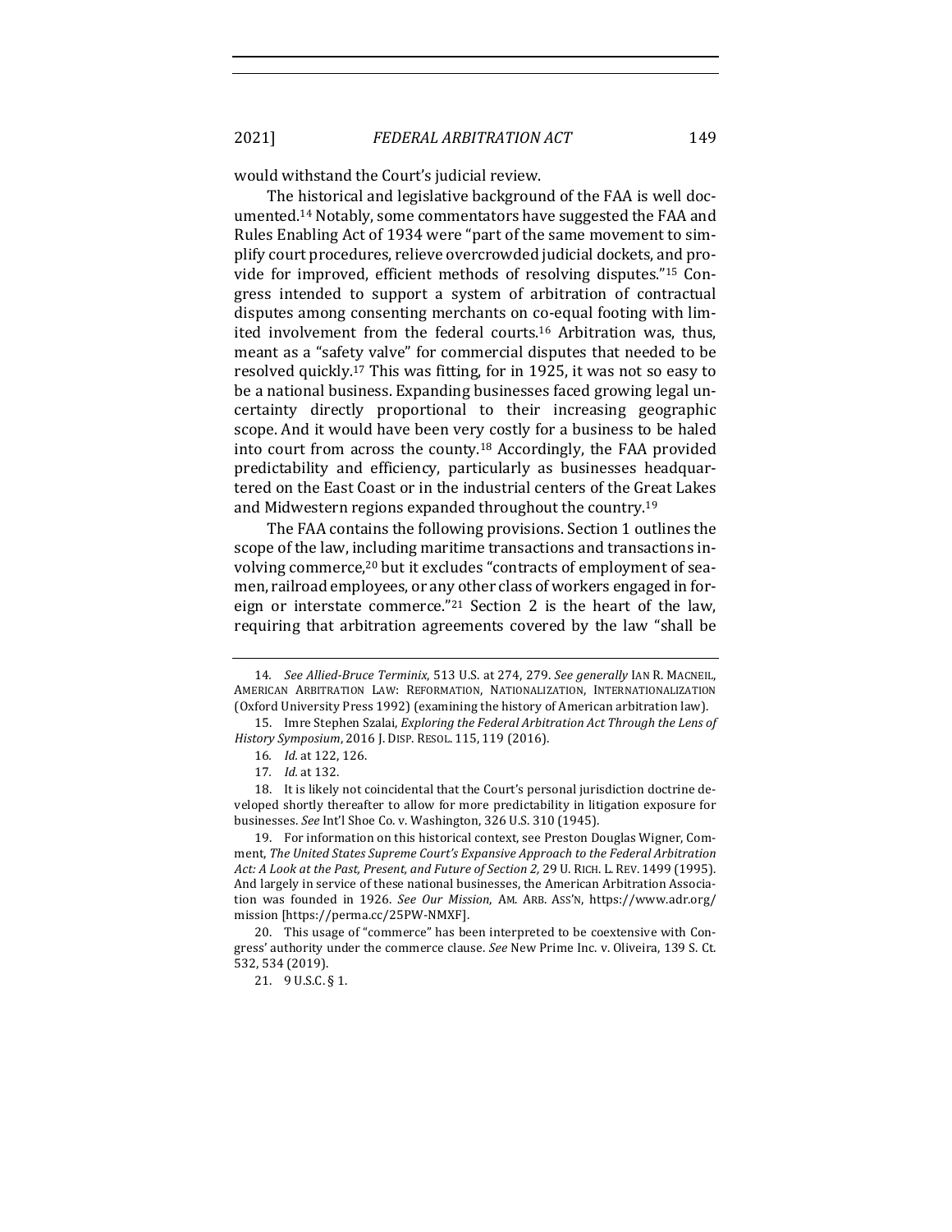would withstand the Court's judicial review.

The historical and legislative background of the FAA is well documented.[14] Notably, some commentators have suggested the FAA and Rules Enabling Act of 1934 were "part of the same movement to simplify court procedures, relieve overcrowded judicial dockets, and provide for improved, efficient methods of resolving disputes."[15] Congress intended to support a system of arbitration of contractual disputes among consenting merchants on co-equal footing with limited involvement from the federal courts.[16] Arbitration was, thus, meant as a "safety valve" for commercial disputes that needed to be resolved quickly.[17] This was fitting, for in 1925, it was not so easy to be a national business. Expanding businesses faced growing legal uncertainty directly proportional to their increasing geographic scope. And it would have been very costly for a business to be haled into court from across the county.[18] Accordingly, the FAA provided predictability and efficiency, particularly as businesses headquartered on the East Coast or in the industrial centers of the Great Lakes and Midwestern regions expanded throughout the country.[19]

The FAA contains the following provisions. Section 1 outlines the scope of the law, including maritime transactions and transactions involving commerce,[20] but it excludes "contracts of employment of seamen, railroad employees, or any other class of workers engaged in foreign or interstate commerce."[21] Section 2 is the heart of the law, requiring that arbitration agreements covered by the law "shall be

---

14. *See Allied-Bruce Terminix*, 513 U.S. at 274, 279. *See generally* IAN R. MACNEIL, AMERICAN ARBITRATION LAW: REFORMATION, NATIONALIZATION, INTERNATIONALIZATION (Oxford University Press 1992) (examining the history of American arbitration law).

15. Imre Stephen Szalai, *Exploring the Federal Arbitration Act Through the Lens of History Symposium*, 2016 J. DISP. RESOL. 115, 119 (2016).

16. *Id.* at 122, 126.

17. *Id.* at 132.

18. It is likely not coincidental that the Court's personal jurisdiction doctrine developed shortly thereafter to allow for more predictability in litigation exposure for businesses. *See* Int'l Shoe Co. v. Washington, 326 U.S. 310 (1945).

19. For information on this historical context, see Preston Douglas Wigner, Comment, *The United States Supreme Court's Expansive Approach to the Federal Arbitration Act: A Look at the Past, Present, and Future of Section 2*, 29 U. RICH. L. REV. 1499 (1995). And largely in service of these national businesses, the American Arbitration Association was founded in 1926. *See Our Mission*, AM. ARB. ASS'N, https://www.adr.org/mission [https://perma.cc/25PW-NMXF].

20. This usage of "commerce" has been interpreted to be coextensive with Congress' authority under the commerce clause. *See* New Prime Inc. v. Oliveira, 139 S. Ct. 532, 534 (2019).

21. 9 U.S.C. § 1.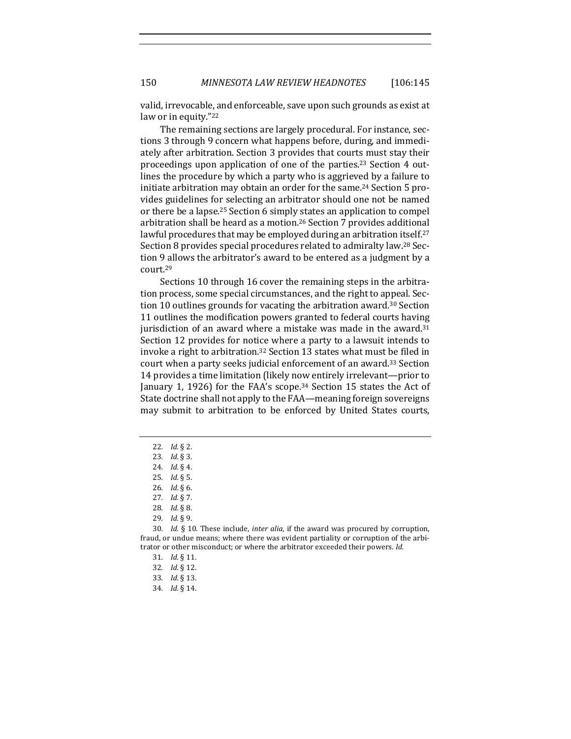valid, irrevocable, and enforceable, save upon such grounds as exist at law or in equity."[22]

The remaining sections are largely procedural. For instance, sections 3 through 9 concern what happens before, during, and immediately after arbitration. Section 3 provides that courts must stay their proceedings upon application of one of the parties.[23] Section 4 outlines the procedure by which a party who is aggrieved by a failure to initiate arbitration may obtain an order for the same.[24] Section 5 provides guidelines for selecting an arbitrator should one not be named or there be a lapse.[25] Section 6 simply states an application to compel arbitration shall be heard as a motion.[26] Section 7 provides additional lawful procedures that may be employed during an arbitration itself.[27] Section 8 provides special procedures related to admiralty law.[28] Section 9 allows the arbitrator's award to be entered as a judgment by a court.[29]

Sections 10 through 16 cover the remaining steps in the arbitration process, some special circumstances, and the right to appeal. Section 10 outlines grounds for vacating the arbitration award.[30] Section 11 outlines the modification powers granted to federal courts having jurisdiction of an award where a mistake was made in the award.[31] Section 12 provides for notice where a party to a lawsuit intends to invoke a right to arbitration.[32] Section 13 states what must be filed in court when a party seeks judicial enforcement of an award.[33] Section 14 provides a time limitation (likely now entirely irrelevant—prior to January 1, 1926) for the FAA's scope.[34] Section 15 states the Act of State doctrine shall not apply to the FAA—meaning foreign sovereigns may submit to arbitration to be enforced by United States courts,

---

22. *Id.* § 2.
23. *Id.* § 3.
24. *Id.* § 4.
25. *Id.* § 5.
26. *Id.* § 6.
27. *Id.* § 7.
28. *Id.* § 8.
29. *Id.* § 9.
30. *Id.* § 10. These include, *inter alia*, if the award was procured by corruption, fraud, or undue means; where there was evident partiality or corruption of the arbitrator or other misconduct; or where the arbitrator exceeded their powers. *Id.*
31. *Id.* § 11.
32. *Id.* § 12.
33. *Id.* § 13.
34. *Id.* § 14.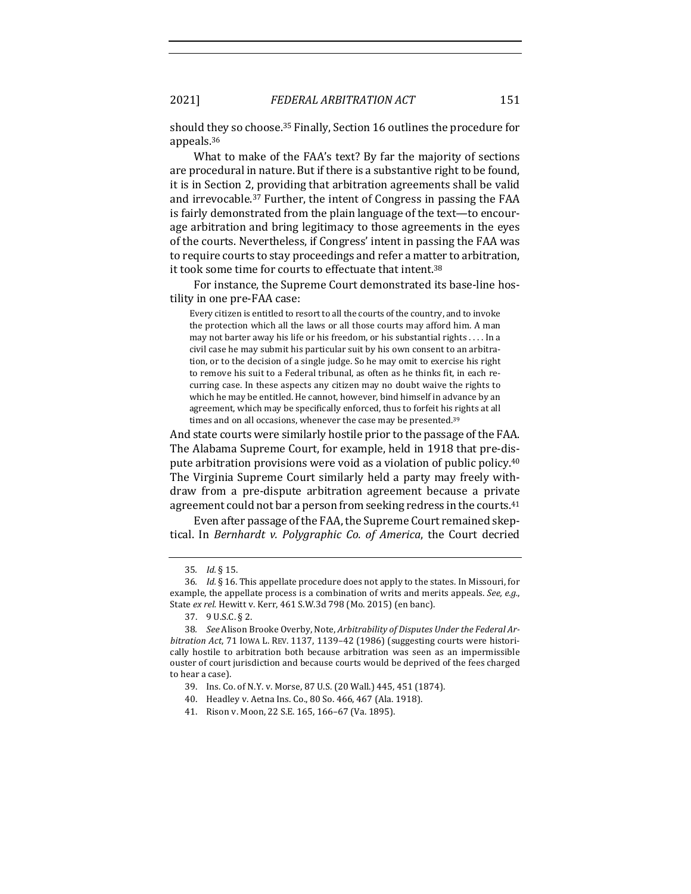should they so choose.[35] Finally, Section 16 outlines the procedure for appeals.[36]

What to make of the FAA's text? By far the majority of sections are procedural in nature. But if there is a substantive right to be found, it is in Section 2, providing that arbitration agreements shall be valid and irrevocable.[37] Further, the intent of Congress in passing the FAA is fairly demonstrated from the plain language of the text—to encourage arbitration and bring legitimacy to those agreements in the eyes of the courts. Nevertheless, if Congress' intent in passing the FAA was to require courts to stay proceedings and refer a matter to arbitration, it took some time for courts to effectuate that intent.[38]

For instance, the Supreme Court demonstrated its base-line hostility in one pre-FAA case:

> Every citizen is entitled to resort to all the courts of the country, and to invoke the protection which all the laws or all those courts may afford him. A man may not barter away his life or his freedom, or his substantial rights . . . . In a civil case he may submit his particular suit by his own consent to an arbitration, or to the decision of a single judge. So he may omit to exercise his right to remove his suit to a Federal tribunal, as often as he thinks fit, in each recurring case. In these aspects any citizen may no doubt waive the rights to which he may be entitled. He cannot, however, bind himself in advance by an agreement, which may be specifically enforced, thus to forfeit his rights at all times and on all occasions, whenever the case may be presented.[39]

And state courts were similarly hostile prior to the passage of the FAA. The Alabama Supreme Court, for example, held in 1918 that pre-dispute arbitration provisions were void as a violation of public policy.[40] The Virginia Supreme Court similarly held a party may freely withdraw from a pre-dispute arbitration agreement because a private agreement could not bar a person from seeking redress in the courts.[41]

Even after passage of the FAA, the Supreme Court remained skeptical. In *Bernhardt v. Polygraphic Co. of America*, the Court decried

---

35. *Id.* § 15.

36. *Id.* § 16. This appellate procedure does not apply to the states. In Missouri, for example, the appellate process is a combination of writs and merits appeals. *See, e.g.*, State *ex rel.* Hewitt v. Kerr, 461 S.W.3d 798 (Mo. 2015) (en banc).

37. 9 U.S.C. § 2.

38. *See* Alison Brooke Overby, Note, *Arbitrability of Disputes Under the Federal Arbitration Act*, 71 IOWA L. REV. 1137, 1139–42 (1986) (suggesting courts were historically hostile to arbitration both because arbitration was seen as an impermissible ouster of court jurisdiction and because courts would be deprived of the fees charged to hear a case).

39. Ins. Co. of N.Y. v. Morse, 87 U.S. (20 Wall.) 445, 451 (1874).

40. Headley v. Aetna Ins. Co., 80 So. 466, 467 (Ala. 1918).

41. Rison v. Moon, 22 S.E. 165, 166–67 (Va. 1895).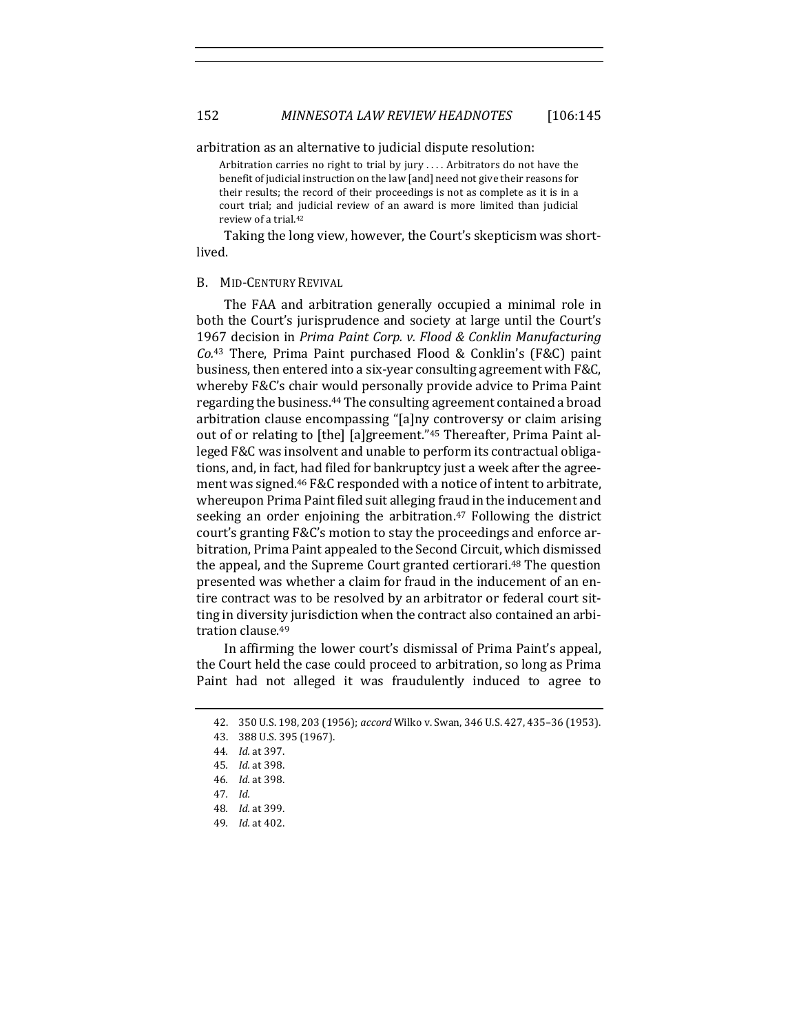arbitration as an alternative to judicial dispute resolution:

> Arbitration carries no right to trial by jury . . . . Arbitrators do not have the benefit of judicial instruction on the law [and] need not give their reasons for their results; the record of their proceedings is not as complete as it is in a court trial; and judicial review of an award is more limited than judicial review of a trial.[42]

Taking the long view, however, the Court's skepticism was short-lived.

## B. Mid-Century Revival

The FAA and arbitration generally occupied a minimal role in both the Court's jurisprudence and society at large until the Court's 1967 decision in *Prima Paint Corp. v. Flood & Conklin Manufacturing Co.*[43] There, Prima Paint purchased Flood & Conklin's (F&C) paint business, then entered into a six-year consulting agreement with F&C, whereby F&C's chair would personally provide advice to Prima Paint regarding the business.[44] The consulting agreement contained a broad arbitration clause encompassing "[a]ny controversy or claim arising out of or relating to [the] [a]greement."[45] Thereafter, Prima Paint alleged F&C was insolvent and unable to perform its contractual obligations, and, in fact, had filed for bankruptcy just a week after the agreement was signed.[46] F&C responded with a notice of intent to arbitrate, whereupon Prima Paint filed suit alleging fraud in the inducement and seeking an order enjoining the arbitration.[47] Following the district court's granting F&C's motion to stay the proceedings and enforce arbitration, Prima Paint appealed to the Second Circuit, which dismissed the appeal, and the Supreme Court granted certiorari.[48] The question presented was whether a claim for fraud in the inducement of an entire contract was to be resolved by an arbitrator or federal court sitting in diversity jurisdiction when the contract also contained an arbitration clause.[49]

In affirming the lower court's dismissal of Prima Paint's appeal, the Court held the case could proceed to arbitration, so long as Prima Paint had not alleged it was fraudulently induced to agree to

---

42. 350 U.S. 198, 203 (1956); *accord* Wilko v. Swan, 346 U.S. 427, 435–36 (1953).

43. 388 U.S. 395 (1967).

44. *Id.* at 397.

45. *Id.* at 398.

46. *Id.* at 398.

47. *Id.*

48. *Id.* at 399.

49. *Id.* at 402.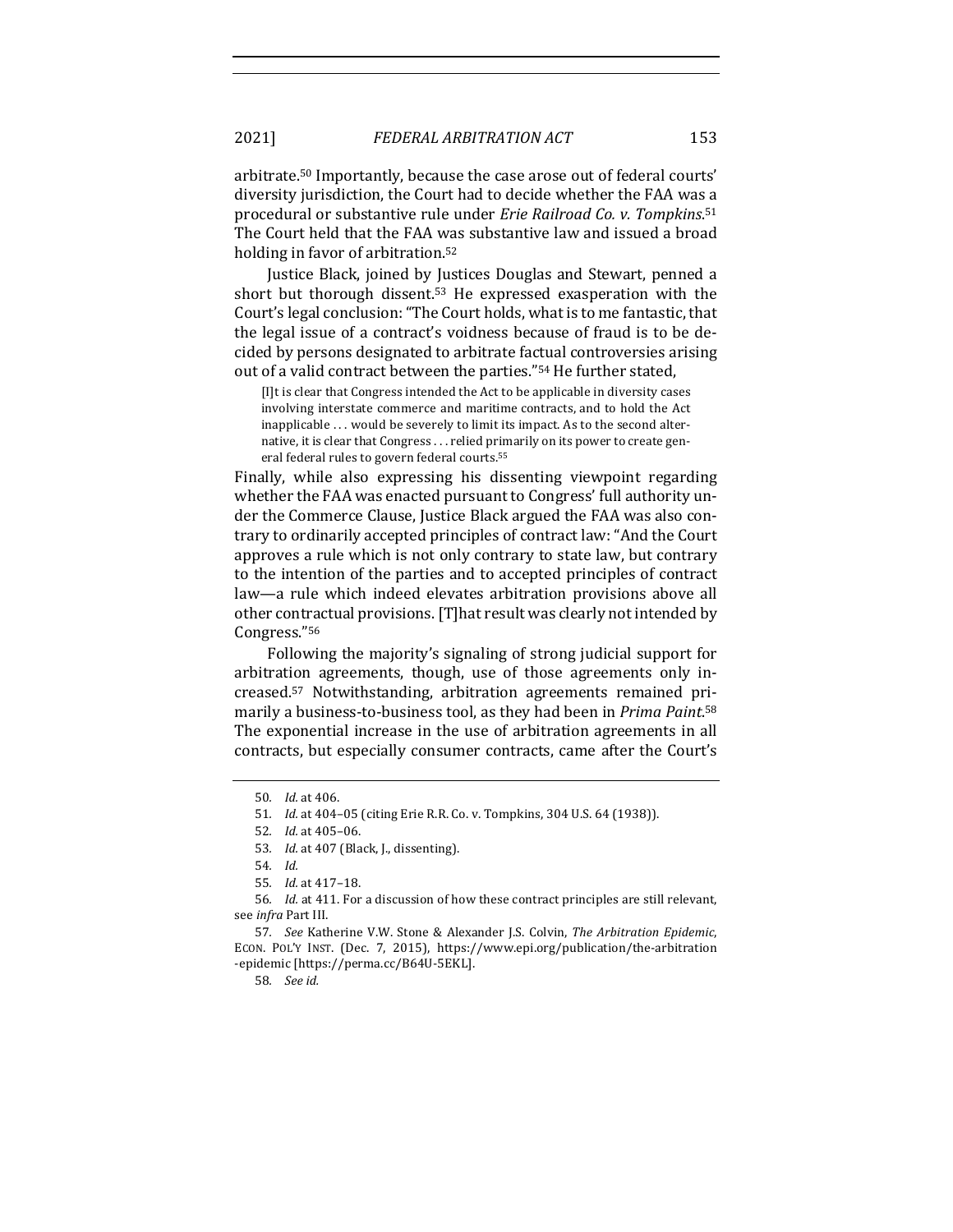arbitrate.[50] Importantly, because the case arose out of federal courts' diversity jurisdiction, the Court had to decide whether the FAA was a procedural or substantive rule under *Erie Railroad Co. v. Tompkins*.[51] The Court held that the FAA was substantive law and issued a broad holding in favor of arbitration.[52]

Justice Black, joined by Justices Douglas and Stewart, penned a short but thorough dissent.[53] He expressed exasperation with the Court's legal conclusion: "The Court holds, what is to me fantastic, that the legal issue of a contract's voidness because of fraud is to be decided by persons designated to arbitrate factual controversies arising out of a valid contract between the parties."[54] He further stated,

> [I]t is clear that Congress intended the Act to be applicable in diversity cases involving interstate commerce and maritime contracts, and to hold the Act inapplicable . . . would be severely to limit its impact. As to the second alternative, it is clear that Congress . . . relied primarily on its power to create general federal rules to govern federal courts.[55]

Finally, while also expressing his dissenting viewpoint regarding whether the FAA was enacted pursuant to Congress' full authority under the Commerce Clause, Justice Black argued the FAA was also contrary to ordinarily accepted principles of contract law: "And the Court approves a rule which is not only contrary to state law, but contrary to the intention of the parties and to accepted principles of contract law—a rule which indeed elevates arbitration provisions above all other contractual provisions. [T]hat result was clearly not intended by Congress."[56]

Following the majority's signaling of strong judicial support for arbitration agreements, though, use of those agreements only increased.[57] Notwithstanding, arbitration agreements remained primarily a business-to-business tool, as they had been in *Prima Paint*.[58] The exponential increase in the use of arbitration agreements in all contracts, but especially consumer contracts, came after the Court's

---

50. *Id.* at 406.

51. *Id.* at 404–05 (citing Erie R.R. Co. v. Tompkins, 304 U.S. 64 (1938)).

52. *Id.* at 405–06.

53. *Id.* at 407 (Black, J., dissenting).

54. *Id.*

55. *Id.* at 417–18.

56. *Id.* at 411. For a discussion of how these contract principles are still relevant, see *infra* Part III.

57. *See* Katherine V.W. Stone & Alexander J.S. Colvin, *The Arbitration Epidemic*, ECON. POL'Y INST. (Dec. 7, 2015), https://www.epi.org/publication/the-arbitration-epidemic [https://perma.cc/B64U-5EKL].

58. *See id.*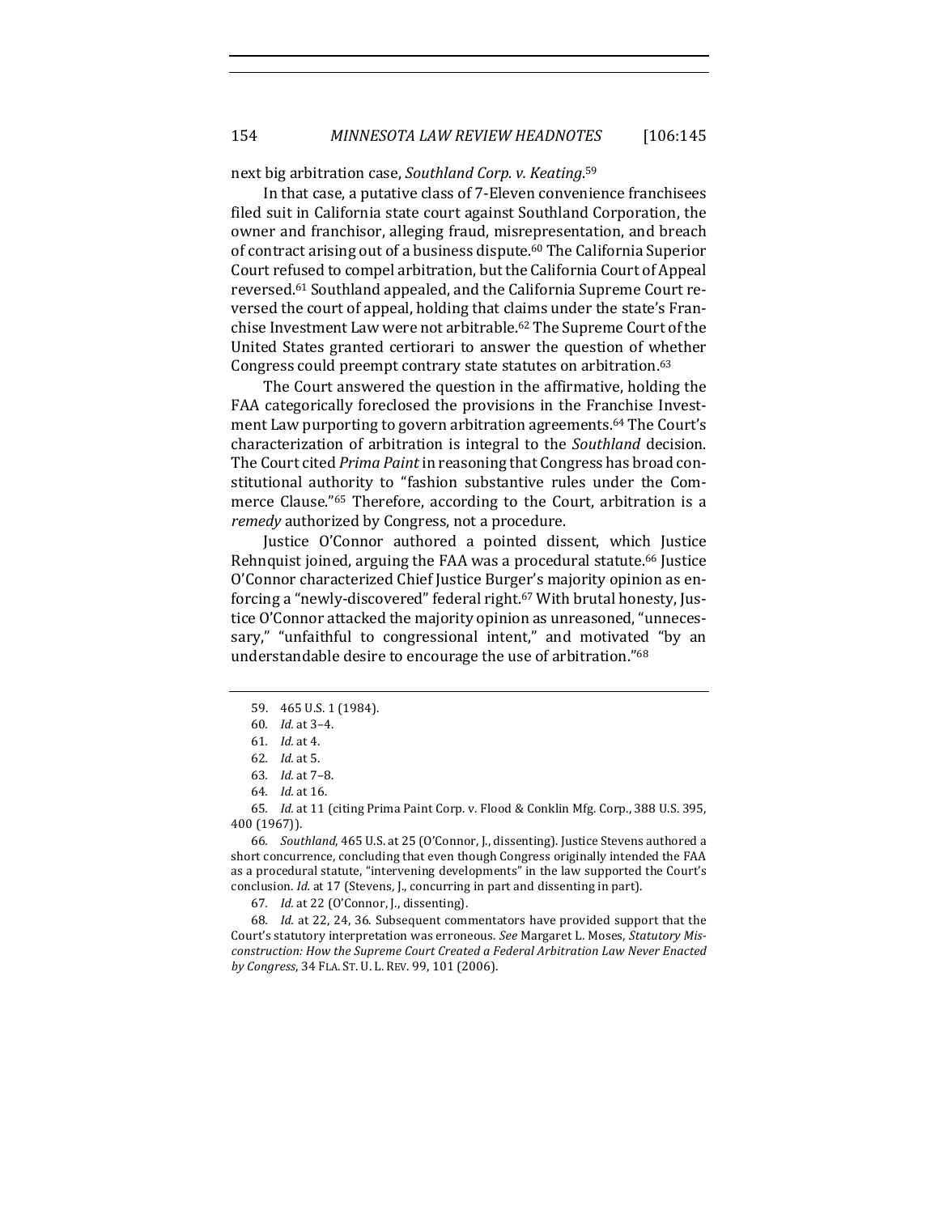next big arbitration case, *Southland Corp. v. Keating*.[59]

In that case, a putative class of 7-Eleven convenience franchisees filed suit in California state court against Southland Corporation, the owner and franchisor, alleging fraud, misrepresentation, and breach of contract arising out of a business dispute.[60] The California Superior Court refused to compel arbitration, but the California Court of Appeal reversed.[61] Southland appealed, and the California Supreme Court reversed the court of appeal, holding that claims under the state's Franchise Investment Law were not arbitrable.[62] The Supreme Court of the United States granted certiorari to answer the question of whether Congress could preempt contrary state statutes on arbitration.[63]

The Court answered the question in the affirmative, holding the FAA categorically foreclosed the provisions in the Franchise Investment Law purporting to govern arbitration agreements.[64] The Court's characterization of arbitration is integral to the *Southland* decision. The Court cited *Prima Paint* in reasoning that Congress has broad constitutional authority to "fashion substantive rules under the Commerce Clause."[65] Therefore, according to the Court, arbitration is a *remedy* authorized by Congress, not a procedure.

Justice O'Connor authored a pointed dissent, which Justice Rehnquist joined, arguing the FAA was a procedural statute.[66] Justice O'Connor characterized Chief Justice Burger's majority opinion as enforcing a "newly-discovered" federal right.[67] With brutal honesty, Justice O'Connor attacked the majority opinion as unreasoned, "unnecessary," "unfaithful to congressional intent," and motivated "by an understandable desire to encourage the use of arbitration."[68]

---

59. 465 U.S. 1 (1984).

60. *Id.* at 3–4.

61. *Id.* at 4.

62. *Id.* at 5.

63. *Id.* at 7–8.

64. *Id.* at 16.

65. *Id.* at 11 (citing Prima Paint Corp. v. Flood & Conklin Mfg. Corp., 388 U.S. 395, 400 (1967)).

66. *Southland*, 465 U.S. at 25 (O'Connor, J., dissenting). Justice Stevens authored a short concurrence, concluding that even though Congress originally intended the FAA as a procedural statute, "intervening developments" in the law supported the Court's conclusion. *Id.* at 17 (Stevens, J., concurring in part and dissenting in part).

67. *Id.* at 22 (O'Connor, J., dissenting).

68. *Id.* at 22, 24, 36. Subsequent commentators have provided support that the Court's statutory interpretation was erroneous. *See* Margaret L. Moses, *Statutory Misconstruction: How the Supreme Court Created a Federal Arbitration Law Never Enacted by Congress*, 34 FLA. ST. U. L. REV. 99, 101 (2006).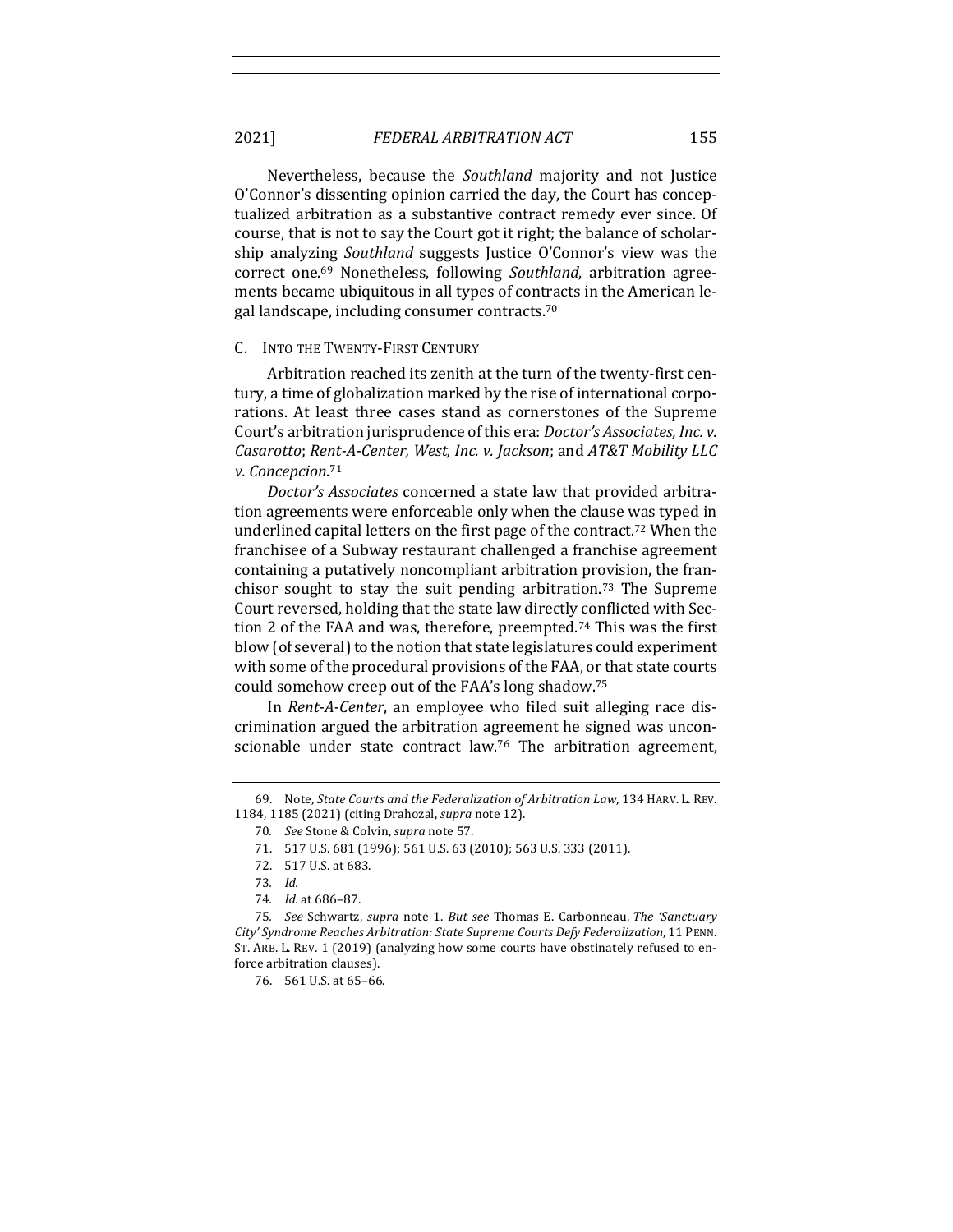Nevertheless, because the *Southland* majority and not Justice O'Connor's dissenting opinion carried the day, the Court has conceptualized arbitration as a substantive contract remedy ever since. Of course, that is not to say the Court got it right; the balance of scholarship analyzing *Southland* suggests Justice O'Connor's view was the correct one.[69] Nonetheless, following *Southland*, arbitration agreements became ubiquitous in all types of contracts in the American legal landscape, including consumer contracts.[70]

### C. INTO THE TWENTY-FIRST CENTURY

Arbitration reached its zenith at the turn of the twenty-first century, a time of globalization marked by the rise of international corporations. At least three cases stand as cornerstones of the Supreme Court's arbitration jurisprudence of this era: *Doctor's Associates, Inc. v. Casarotto*; *Rent-A-Center, West, Inc. v. Jackson*; and *AT&T Mobility LLC v. Concepcion*.[71]

*Doctor's Associates* concerned a state law that provided arbitration agreements were enforceable only when the clause was typed in underlined capital letters on the first page of the contract.[72] When the franchisee of a Subway restaurant challenged a franchise agreement containing a putatively noncompliant arbitration provision, the franchisor sought to stay the suit pending arbitration.[73] The Supreme Court reversed, holding that the state law directly conflicted with Section 2 of the FAA and was, therefore, preempted.[74] This was the first blow (of several) to the notion that state legislatures could experiment with some of the procedural provisions of the FAA, or that state courts could somehow creep out of the FAA's long shadow.[75]

In *Rent-A-Center*, an employee who filed suit alleging race discrimination argued the arbitration agreement he signed was unconscionable under state contract law.[76] The arbitration agreement,

---

69. Note, *State Courts and the Federalization of Arbitration Law*, 134 HARV. L. REV. 1184, 1185 (2021) (citing Drahozal, *supra* note 12).

70. *See* Stone & Colvin, *supra* note 57.

71. 517 U.S. 681 (1996); 561 U.S. 63 (2010); 563 U.S. 333 (2011).

72. 517 U.S. at 683.

73. *Id.*

74. *Id.* at 686–87.

75. *See* Schwartz, *supra* note 1. *But see* Thomas E. Carbonneau, *The 'Sanctuary City' Syndrome Reaches Arbitration: State Supreme Courts Defy Federalization*, 11 PENN. ST. ARB. L. REV. 1 (2019) (analyzing how some courts have obstinately refused to enforce arbitration clauses).

76. 561 U.S. at 65–66.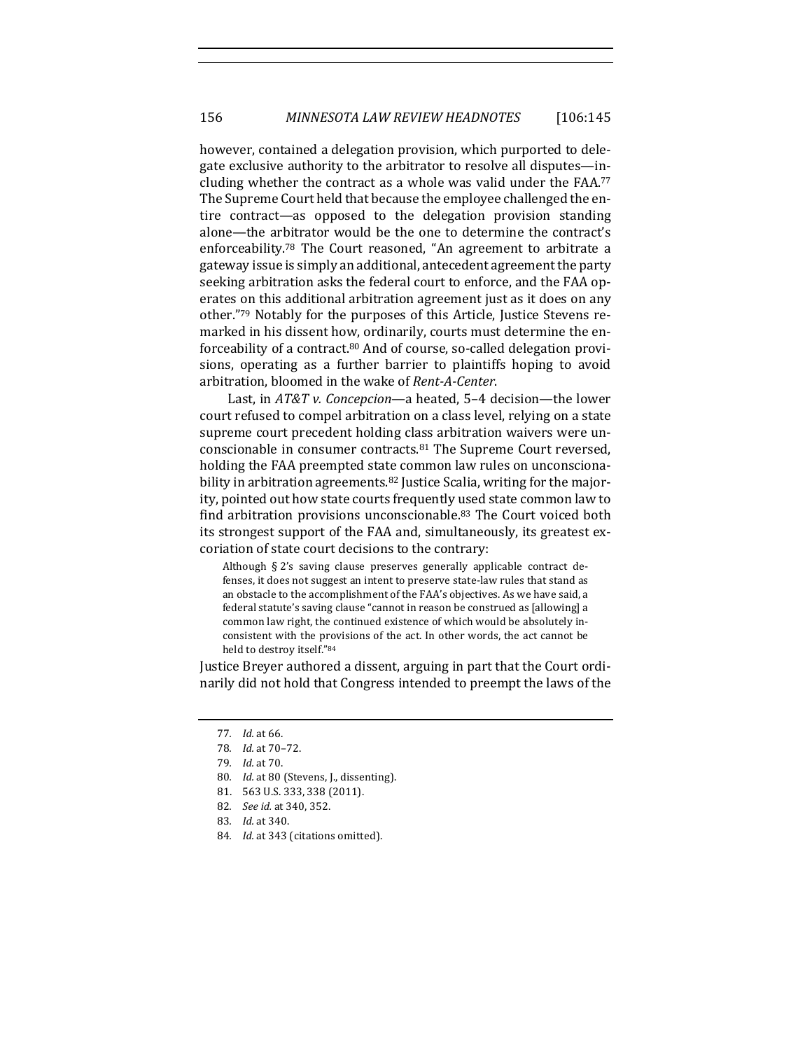however, contained a delegation provision, which purported to delegate exclusive authority to the arbitrator to resolve all disputes—including whether the contract as a whole was valid under the FAA.[77] The Supreme Court held that because the employee challenged the entire contract—as opposed to the delegation provision standing alone—the arbitrator would be the one to determine the contract's enforceability.[78] The Court reasoned, "An agreement to arbitrate a gateway issue is simply an additional, antecedent agreement the party seeking arbitration asks the federal court to enforce, and the FAA operates on this additional arbitration agreement just as it does on any other."[79] Notably for the purposes of this Article, Justice Stevens remarked in his dissent how, ordinarily, courts must determine the enforceability of a contract.[80] And of course, so-called delegation provisions, operating as a further barrier to plaintiffs hoping to avoid arbitration, bloomed in the wake of *Rent-A-Center*.

Last, in *AT&T v. Concepcion*—a heated, 5–4 decision—the lower court refused to compel arbitration on a class level, relying on a state supreme court precedent holding class arbitration waivers were unconscionable in consumer contracts.[81] The Supreme Court reversed, holding the FAA preempted state common law rules on unconscionability in arbitration agreements.[82] Justice Scalia, writing for the majority, pointed out how state courts frequently used state common law to find arbitration provisions unconscionable.[83] The Court voiced both its strongest support of the FAA and, simultaneously, its greatest excoriation of state court decisions to the contrary:

> Although § 2's saving clause preserves generally applicable contract defenses, it does not suggest an intent to preserve state-law rules that stand as an obstacle to the accomplishment of the FAA's objectives. As we have said, a federal statute's saving clause "cannot in reason be construed as [allowing] a common law right, the continued existence of which would be absolutely inconsistent with the provisions of the act. In other words, the act cannot be held to destroy itself."[84]

Justice Breyer authored a dissent, arguing in part that the Court ordinarily did not hold that Congress intended to preempt the laws of the

---

77. *Id.* at 66.

78. *Id.* at 70–72.

79. *Id.* at 70.

80. *Id.* at 80 (Stevens, J., dissenting).

81. 563 U.S. 333, 338 (2011).

82. *See id.* at 340, 352.

83. *Id.* at 340.

84. *Id.* at 343 (citations omitted).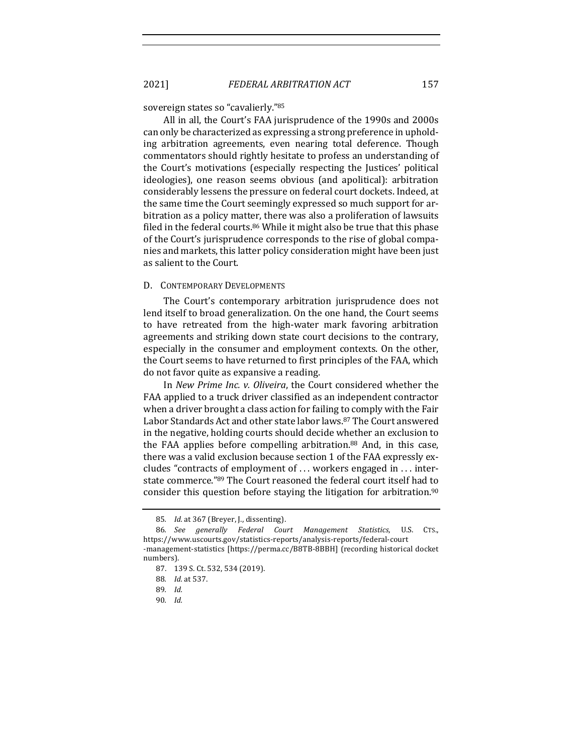sovereign states so "cavalierly."[85]

All in all, the Court's FAA jurisprudence of the 1990s and 2000s can only be characterized as expressing a strong preference in upholding arbitration agreements, even nearing total deference. Though commentators should rightly hesitate to profess an understanding of the Court's motivations (especially respecting the Justices' political ideologies), one reason seems obvious (and apolitical): arbitration considerably lessens the pressure on federal court dockets. Indeed, at the same time the Court seemingly expressed so much support for arbitration as a policy matter, there was also a proliferation of lawsuits filed in the federal courts.[86] While it might also be true that this phase of the Court's jurisprudence corresponds to the rise of global companies and markets, this latter policy consideration might have been just as salient to the Court.

### D. Contemporary Developments

The Court's contemporary arbitration jurisprudence does not lend itself to broad generalization. On the one hand, the Court seems to have retreated from the high-water mark favoring arbitration agreements and striking down state court decisions to the contrary, especially in the consumer and employment contexts. On the other, the Court seems to have returned to first principles of the FAA, which do not favor quite as expansive a reading.

In *New Prime Inc. v. Oliveira*, the Court considered whether the FAA applied to a truck driver classified as an independent contractor when a driver brought a class action for failing to comply with the Fair Labor Standards Act and other state labor laws.[87] The Court answered in the negative, holding courts should decide whether an exclusion to the FAA applies before compelling arbitration.[88] And, in this case, there was a valid exclusion because section 1 of the FAA expressly excludes "contracts of employment of . . . workers engaged in . . . interstate commerce."[89] The Court reasoned the federal court itself had to consider this question before staying the litigation for arbitration.[90]

---

85. *Id.* at 367 (Breyer, J., dissenting).

86. *See generally Federal Court Management Statistics*, U.S. CTS., https://www.uscourts.gov/statistics-reports/analysis-reports/federal-court-management-statistics [https://perma.cc/B8TB-8BBH] (recording historical docket numbers).

87. 139 S. Ct. 532, 534 (2019).

88. *Id.* at 537.

89. *Id.*

90. *Id.*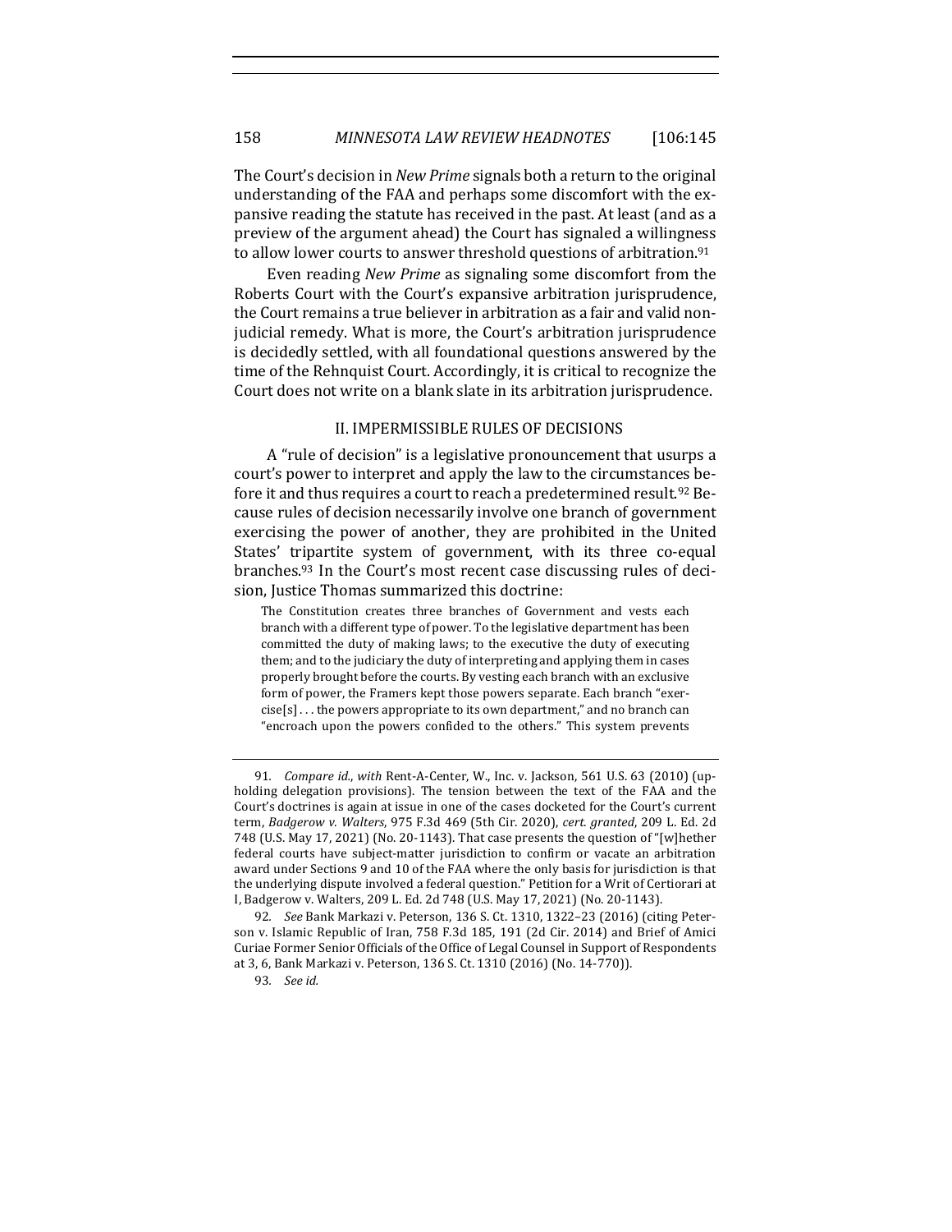The Court's decision in *New Prime* signals both a return to the original understanding of the FAA and perhaps some discomfort with the expansive reading the statute has received in the past. At least (and as a preview of the argument ahead) the Court has signaled a willingness to allow lower courts to answer threshold questions of arbitration.[91]

Even reading *New Prime* as signaling some discomfort from the Roberts Court with the Court's expansive arbitration jurisprudence, the Court remains a true believer in arbitration as a fair and valid non-judicial remedy. What is more, the Court's arbitration jurisprudence is decidedly settled, with all foundational questions answered by the time of the Rehnquist Court. Accordingly, it is critical to recognize the Court does not write on a blank slate in its arbitration jurisprudence.

## II. IMPERMISSIBLE RULES OF DECISIONS

A "rule of decision" is a legislative pronouncement that usurps a court's power to interpret and apply the law to the circumstances before it and thus requires a court to reach a predetermined result.[92] Because rules of decision necessarily involve one branch of government exercising the power of another, they are prohibited in the United States' tripartite system of government, with its three co-equal branches.[93] In the Court's most recent case discussing rules of decision, Justice Thomas summarized this doctrine:

> The Constitution creates three branches of Government and vests each branch with a different type of power. To the legislative department has been committed the duty of making laws; to the executive the duty of executing them; and to the judiciary the duty of interpreting and applying them in cases properly brought before the courts. By vesting each branch with an exclusive form of power, the Framers kept those powers separate. Each branch "exercise[s] . . . the powers appropriate to its own department," and no branch can "encroach upon the powers confided to the others." This system prevents

---

91. *Compare id.*, *with* Rent-A-Center, W., Inc. v. Jackson, 561 U.S. 63 (2010) (upholding delegation provisions). The tension between the text of the FAA and the Court's doctrines is again at issue in one of the cases docketed for the Court's current term, *Badgerow v. Walters*, 975 F.3d 469 (5th Cir. 2020), *cert. granted*, 209 L. Ed. 2d 748 (U.S. May 17, 2021) (No. 20-1143). That case presents the question of "[w]hether federal courts have subject-matter jurisdiction to confirm or vacate an arbitration award under Sections 9 and 10 of the FAA where the only basis for jurisdiction is that the underlying dispute involved a federal question." Petition for a Writ of Certiorari at I, Badgerow v. Walters, 209 L. Ed. 2d 748 (U.S. May 17, 2021) (No. 20-1143).

92. *See* Bank Markazi v. Peterson, 136 S. Ct. 1310, 1322–23 (2016) (citing Peterson v. Islamic Republic of Iran, 758 F.3d 185, 191 (2d Cir. 2014) and Brief of Amici Curiae Former Senior Officials of the Office of Legal Counsel in Support of Respondents at 3, 6, Bank Markazi v. Peterson, 136 S. Ct. 1310 (2016) (No. 14-770)).

93. *See id.*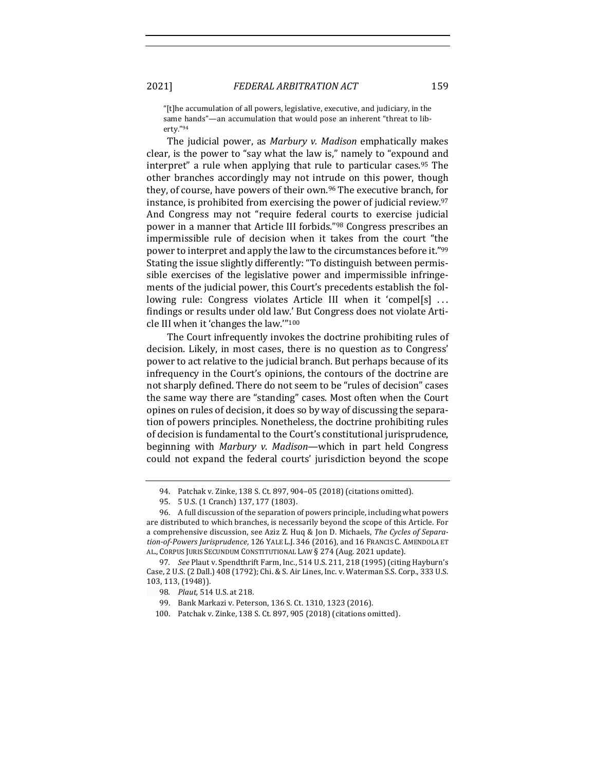> "[t]he accumulation of all powers, legislative, executive, and judiciary, in the same hands"—an accumulation that would pose an inherent "threat to liberty."[94]

The judicial power, as *Marbury v. Madison* emphatically makes clear, is the power to "say what the law is," namely to "expound and interpret" a rule when applying that rule to particular cases.[95] The other branches accordingly may not intrude on this power, though they, of course, have powers of their own.[96] The executive branch, for instance, is prohibited from exercising the power of judicial review.[97] And Congress may not "require federal courts to exercise judicial power in a manner that Article III forbids."[98] Congress prescribes an impermissible rule of decision when it takes from the court "the power to interpret and apply the law to the circumstances before it."[99] Stating the issue slightly differently: "To distinguish between permissible exercises of the legislative power and impermissible infringements of the judicial power, this Court's precedents establish the following rule: Congress violates Article III when it 'compel[s] . . . findings or results under old law.' But Congress does not violate Article III when it 'changes the law.'"[100]

The Court infrequently invokes the doctrine prohibiting rules of decision. Likely, in most cases, there is no question as to Congress' power to act relative to the judicial branch. But perhaps because of its infrequency in the Court's opinions, the contours of the doctrine are not sharply defined. There do not seem to be "rules of decision" cases the same way there are "standing" cases. Most often when the Court opines on rules of decision, it does so by way of discussing the separation of powers principles. Nonetheless, the doctrine prohibiting rules of decision is fundamental to the Court's constitutional jurisprudence, beginning with *Marbury v. Madison*—which in part held Congress could not expand the federal courts' jurisdiction beyond the scope

---

94. Patchak v. Zinke, 138 S. Ct. 897, 904–05 (2018) (citations omitted).

95. 5 U.S. (1 Cranch) 137, 177 (1803).

96. A full discussion of the separation of powers principle, including what powers are distributed to which branches, is necessarily beyond the scope of this Article. For a comprehensive discussion, see Aziz Z. Huq & Jon D. Michaels, *The Cycles of Separation-of-Powers Jurisprudence*, 126 YALE L.J. 346 (2016), and 16 FRANCIS C. AMENDOLA ET AL., CORPUS JURIS SECUNDUM CONSTITUTIONAL LAW § 274 (Aug. 2021 update).

97. *See* Plaut v. Spendthrift Farm, Inc., 514 U.S. 211, 218 (1995) (citing Hayburn's Case, 2 U.S. (2 Dall.) 408 (1792); Chi. & S. Air Lines, Inc. v. Waterman S.S. Corp., 333 U.S. 103, 113, (1948)).

98. *Plaut*, 514 U.S. at 218.

99. Bank Markazi v. Peterson, 136 S. Ct. 1310, 1323 (2016).

100. Patchak v. Zinke, 138 S. Ct. 897, 905 (2018) (citations omitted).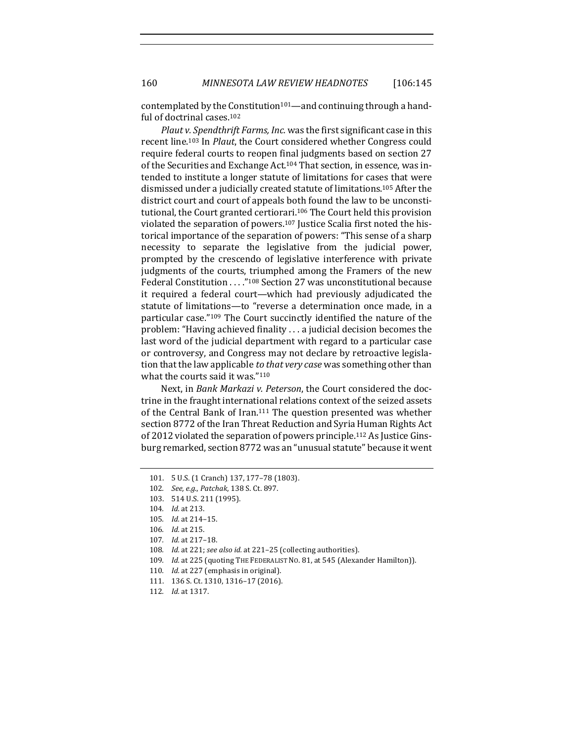contemplated by the Constitution[101]—and continuing through a handful of doctrinal cases.[102]

*Plaut v. Spendthrift Farms, Inc.* was the first significant case in this recent line.[103] In *Plaut*, the Court considered whether Congress could require federal courts to reopen final judgments based on section 27 of the Securities and Exchange Act.[104] That section, in essence, was intended to institute a longer statute of limitations for cases that were dismissed under a judicially created statute of limitations.[105] After the district court and court of appeals both found the law to be unconstitutional, the Court granted certiorari.[106] The Court held this provision violated the separation of powers.[107] Justice Scalia first noted the historical importance of the separation of powers: "This sense of a sharp necessity to separate the legislative from the judicial power, prompted by the crescendo of legislative interference with private judgments of the courts, triumphed among the Framers of the new Federal Constitution . . . ."[108] Section 27 was unconstitutional because it required a federal court—which had previously adjudicated the statute of limitations—to "reverse a determination once made, in a particular case."[109] The Court succinctly identified the nature of the problem: "Having achieved finality . . . a judicial decision becomes the last word of the judicial department with regard to a particular case or controversy, and Congress may not declare by retroactive legislation that the law applicable *to that very case* was something other than what the courts said it was."[110]

Next, in *Bank Markazi v. Peterson*, the Court considered the doctrine in the fraught international relations context of the seized assets of the Central Bank of Iran.[111] The question presented was whether section 8772 of the Iran Threat Reduction and Syria Human Rights Act of 2012 violated the separation of powers principle.[112] As Justice Ginsburg remarked, section 8772 was an "unusual statute" because it went

---

101. 5 U.S. (1 Cranch) 137, 177–78 (1803).

102. *See, e.g.*, *Patchak*, 138 S. Ct. 897.

103. 514 U.S. 211 (1995).

104. *Id.* at 213.

105. *Id.* at 214–15.

106. *Id.* at 215.

107. *Id.* at 217–18.

108. *Id.* at 221; *see also id.* at 221–25 (collecting authorities).

109. *Id.* at 225 (quoting THE FEDERALIST NO. 81, at 545 (Alexander Hamilton)).

110. *Id.* at 227 (emphasis in original).

111. 136 S. Ct. 1310, 1316–17 (2016).

112. *Id.* at 1317.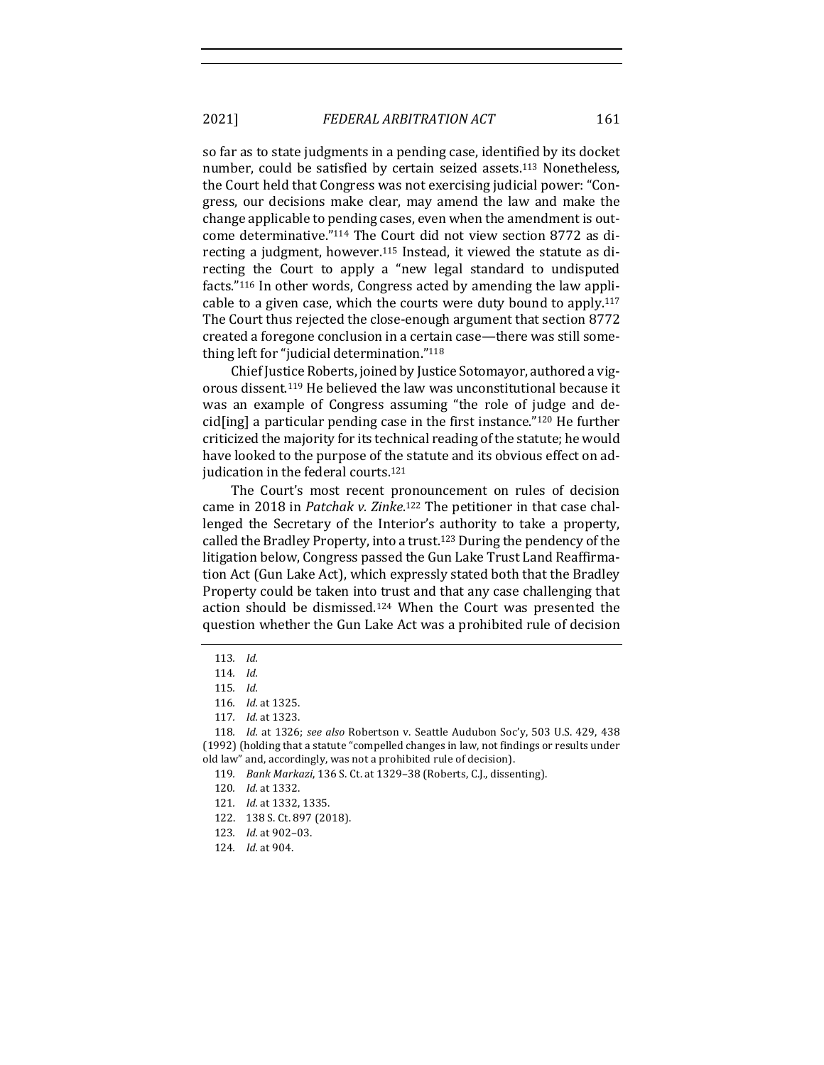so far as to state judgments in a pending case, identified by its docket number, could be satisfied by certain seized assets.[113] Nonetheless, the Court held that Congress was not exercising judicial power: "Congress, our decisions make clear, may amend the law and make the change applicable to pending cases, even when the amendment is outcome determinative."[114] The Court did not view section 8772 as directing a judgment, however.[115] Instead, it viewed the statute as directing the Court to apply a "new legal standard to undisputed facts."[116] In other words, Congress acted by amending the law applicable to a given case, which the courts were duty bound to apply.[117] The Court thus rejected the close-enough argument that section 8772 created a foregone conclusion in a certain case—there was still something left for "judicial determination."[118]

Chief Justice Roberts, joined by Justice Sotomayor, authored a vigorous dissent.[119] He believed the law was unconstitutional because it was an example of Congress assuming "the role of judge and decid[ing] a particular pending case in the first instance."[120] He further criticized the majority for its technical reading of the statute; he would have looked to the purpose of the statute and its obvious effect on adjudication in the federal courts.[121]

The Court's most recent pronouncement on rules of decision came in 2018 in *Patchak v. Zinke*.[122] The petitioner in that case challenged the Secretary of the Interior's authority to take a property, called the Bradley Property, into a trust.[123] During the pendency of the litigation below, Congress passed the Gun Lake Trust Land Reaffirmation Act (Gun Lake Act), which expressly stated both that the Bradley Property could be taken into trust and that any case challenging that action should be dismissed.[124] When the Court was presented the question whether the Gun Lake Act was a prohibited rule of decision

---

113. *Id.*

114. *Id.*

115. *Id.*

116. *Id.* at 1325.

117. *Id.* at 1323.

118. *Id.* at 1326; *see also* Robertson v. Seattle Audubon Soc'y, 503 U.S. 429, 438 (1992) (holding that a statute "compelled changes in law, not findings or results under old law" and, accordingly, was not a prohibited rule of decision).

119. *Bank Markazi*, 136 S. Ct. at 1329–38 (Roberts, C.J., dissenting).

120. *Id.* at 1332.

121. *Id.* at 1332, 1335.

122. 138 S. Ct. 897 (2018).

123. *Id.* at 902–03.

124. *Id.* at 904.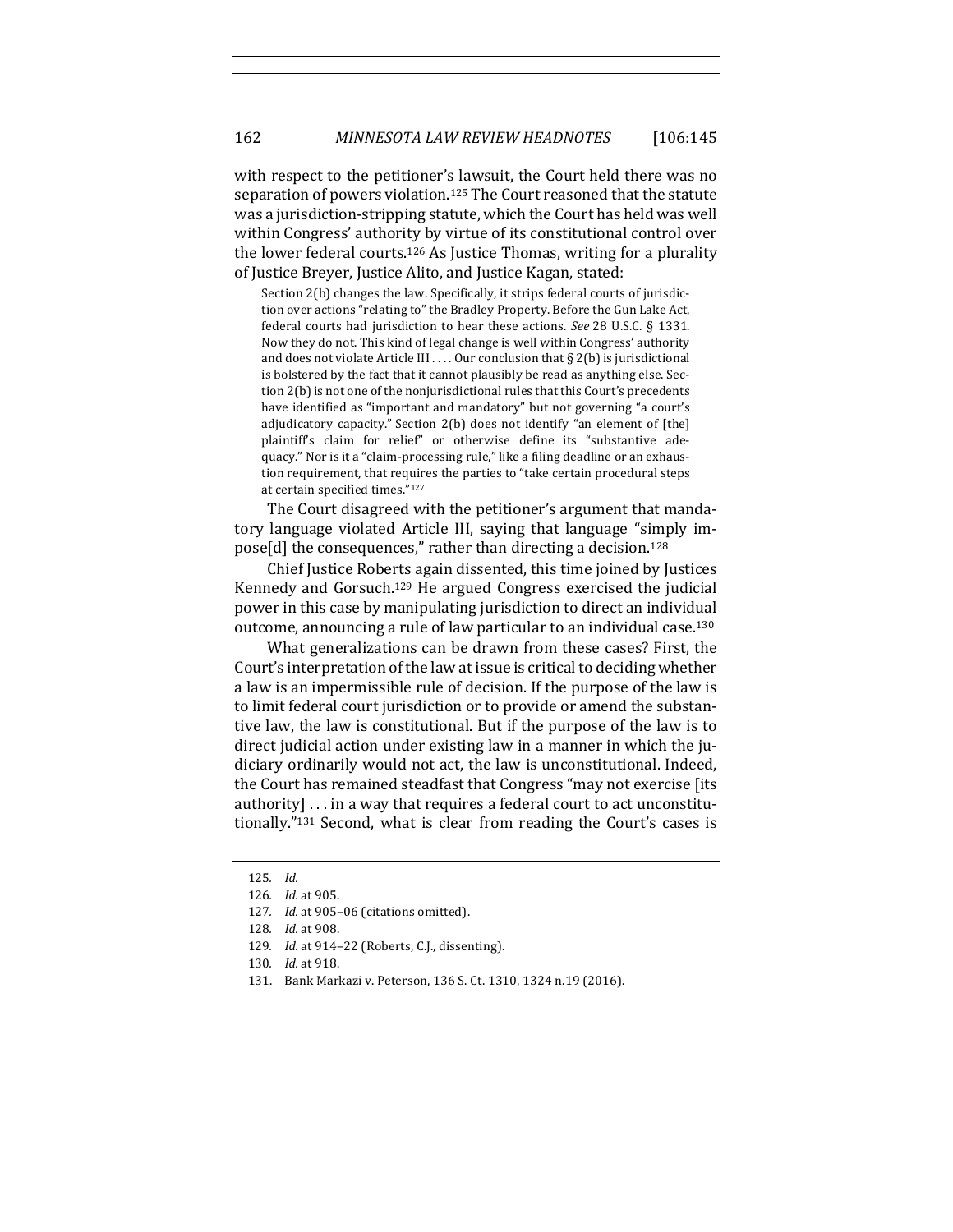with respect to the petitioner's lawsuit, the Court held there was no separation of powers violation.[125] The Court reasoned that the statute was a jurisdiction-stripping statute, which the Court has held was well within Congress' authority by virtue of its constitutional control over the lower federal courts.[126] As Justice Thomas, writing for a plurality of Justice Breyer, Justice Alito, and Justice Kagan, stated:

> Section 2(b) changes the law. Specifically, it strips federal courts of jurisdiction over actions "relating to" the Bradley Property. Before the Gun Lake Act, federal courts had jurisdiction to hear these actions. *See* 28 U.S.C. § 1331. Now they do not. This kind of legal change is well within Congress' authority and does not violate Article III . . . . Our conclusion that § 2(b) is jurisdictional is bolstered by the fact that it cannot plausibly be read as anything else. Section 2(b) is not one of the nonjurisdictional rules that this Court's precedents have identified as "important and mandatory" but not governing "a court's adjudicatory capacity." Section 2(b) does not identify "an element of [the] plaintiff's claim for relief" or otherwise define its "substantive adequacy." Nor is it a "claim-processing rule," like a filing deadline or an exhaustion requirement, that requires the parties to "take certain procedural steps at certain specified times."[127]

The Court disagreed with the petitioner's argument that mandatory language violated Article III, saying that language "simply impose[d] the consequences," rather than directing a decision.[128]

Chief Justice Roberts again dissented, this time joined by Justices Kennedy and Gorsuch.[129] He argued Congress exercised the judicial power in this case by manipulating jurisdiction to direct an individual outcome, announcing a rule of law particular to an individual case.[130]

What generalizations can be drawn from these cases? First, the Court's interpretation of the law at issue is critical to deciding whether a law is an impermissible rule of decision. If the purpose of the law is to limit federal court jurisdiction or to provide or amend the substantive law, the law is constitutional. But if the purpose of the law is to direct judicial action under existing law in a manner in which the judiciary ordinarily would not act, the law is unconstitutional. Indeed, the Court has remained steadfast that Congress "may not exercise [its authority] . . . in a way that requires a federal court to act unconstitutionally."[131] Second, what is clear from reading the Court's cases is

---

125. *Id.*

126. *Id.* at 905.

127. *Id.* at 905–06 (citations omitted).

128. *Id.* at 908.

129. *Id.* at 914–22 (Roberts, C.J., dissenting).

130. *Id.* at 918.

131. Bank Markazi v. Peterson, 136 S. Ct. 1310, 1324 n.19 (2016).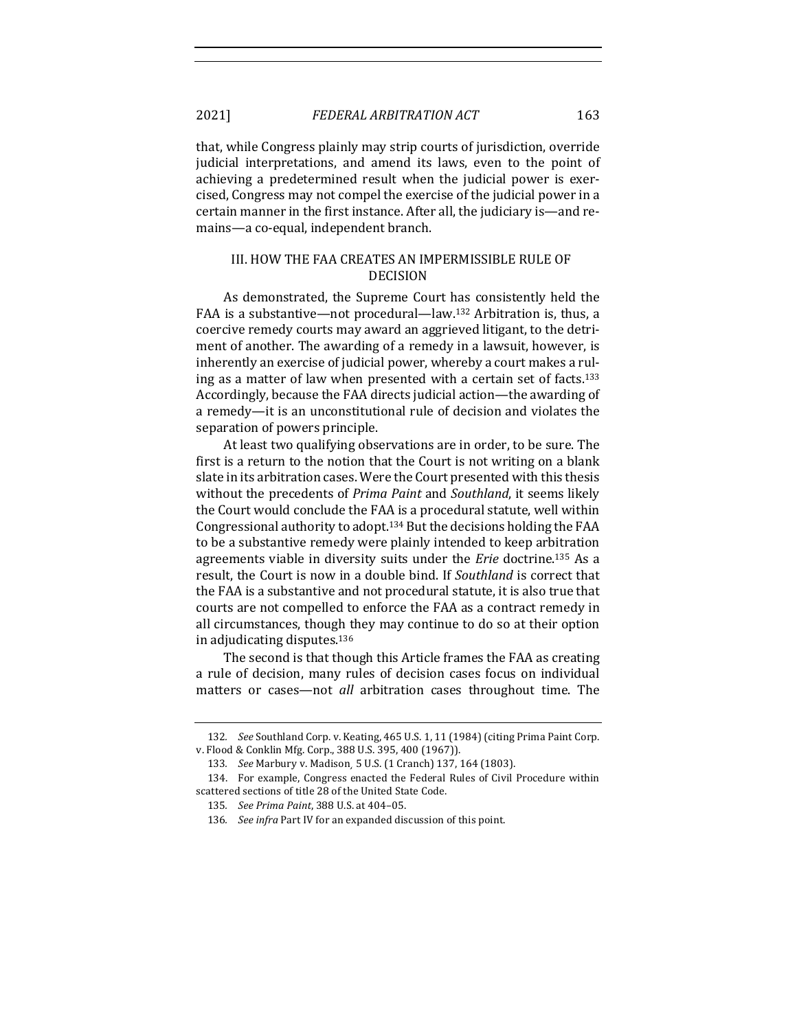that, while Congress plainly may strip courts of jurisdiction, override judicial interpretations, and amend its laws, even to the point of achieving a predetermined result when the judicial power is exercised, Congress may not compel the exercise of the judicial power in a certain manner in the first instance. After all, the judiciary is—and remains—a co-equal, independent branch.

## III. HOW THE FAA CREATES AN IMPERMISSIBLE RULE OF DECISION

As demonstrated, the Supreme Court has consistently held the FAA is a substantive—not procedural—law.[132] Arbitration is, thus, a coercive remedy courts may award an aggrieved litigant, to the detriment of another. The awarding of a remedy in a lawsuit, however, is inherently an exercise of judicial power, whereby a court makes a ruling as a matter of law when presented with a certain set of facts.[133] Accordingly, because the FAA directs judicial action—the awarding of a remedy—it is an unconstitutional rule of decision and violates the separation of powers principle.

At least two qualifying observations are in order, to be sure. The first is a return to the notion that the Court is not writing on a blank slate in its arbitration cases. Were the Court presented with this thesis without the precedents of *Prima Paint* and *Southland*, it seems likely the Court would conclude the FAA is a procedural statute, well within Congressional authority to adopt.[134] But the decisions holding the FAA to be a substantive remedy were plainly intended to keep arbitration agreements viable in diversity suits under the *Erie* doctrine.[135] As a result, the Court is now in a double bind. If *Southland* is correct that the FAA is a substantive and not procedural statute, it is also true that courts are not compelled to enforce the FAA as a contract remedy in all circumstances, though they may continue to do so at their option in adjudicating disputes.[136]

The second is that though this Article frames the FAA as creating a rule of decision, many rules of decision cases focus on individual matters or cases—not *all* arbitration cases throughout time. The

---

132. *See* Southland Corp. v. Keating, 465 U.S. 1, 11 (1984) (citing Prima Paint Corp. v. Flood & Conklin Mfg. Corp., 388 U.S. 395, 400 (1967)).

133. *See* Marbury v. Madison, 5 U.S. (1 Cranch) 137, 164 (1803).

134. For example, Congress enacted the Federal Rules of Civil Procedure within scattered sections of title 28 of the United State Code.

135. *See Prima Paint*, 388 U.S. at 404–05.

136. *See infra* Part IV for an expanded discussion of this point.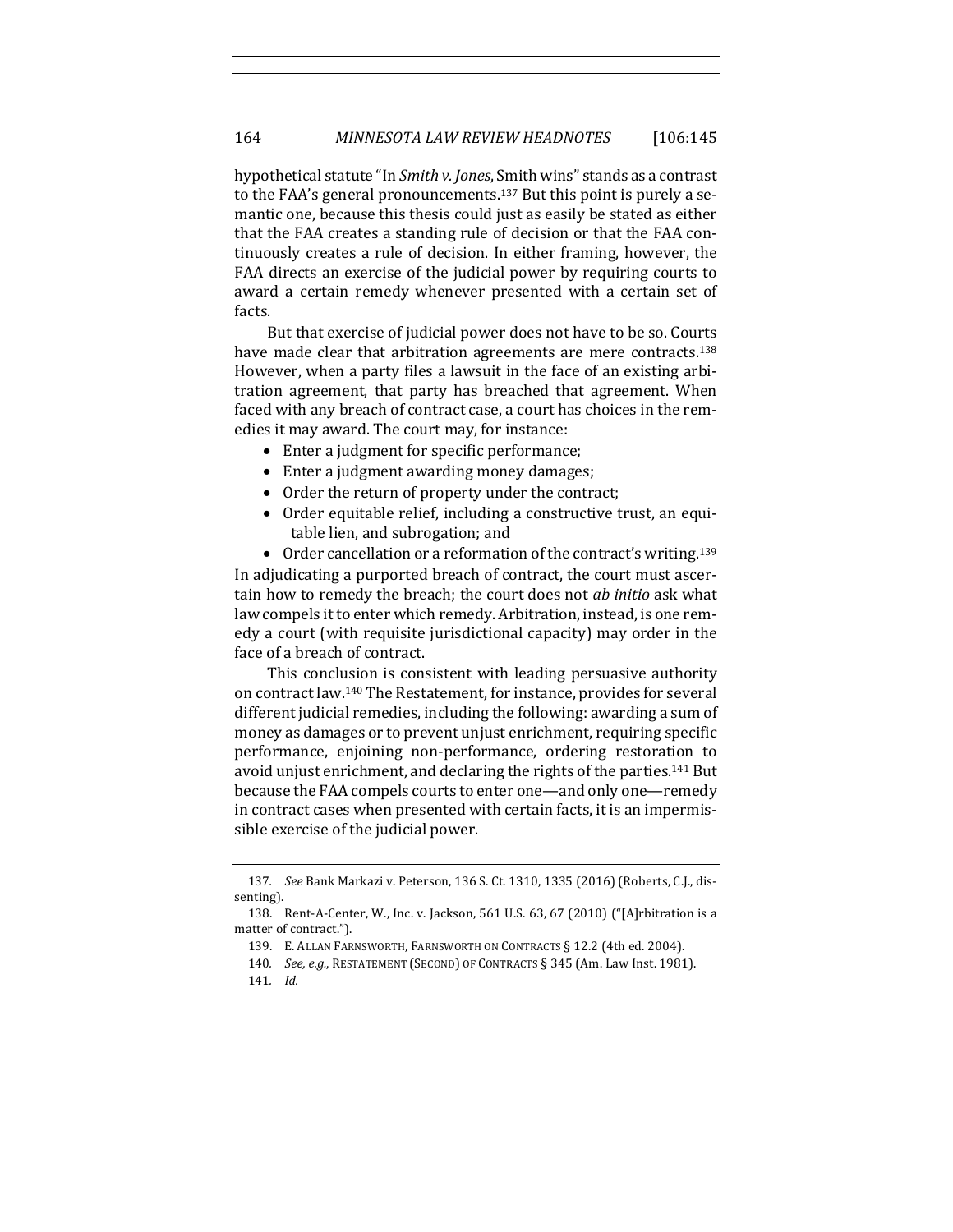hypothetical statute "In *Smith v. Jones*, Smith wins" stands as a contrast to the FAA's general pronouncements.[137] But this point is purely a semantic one, because this thesis could just as easily be stated as either that the FAA creates a standing rule of decision or that the FAA continuously creates a rule of decision. In either framing, however, the FAA directs an exercise of the judicial power by requiring courts to award a certain remedy whenever presented with a certain set of facts.

But that exercise of judicial power does not have to be so. Courts have made clear that arbitration agreements are mere contracts.[138] However, when a party files a lawsuit in the face of an existing arbitration agreement, that party has breached that agreement. When faced with any breach of contract case, a court has choices in the remedies it may award. The court may, for instance:

- Enter a judgment for specific performance;
- Enter a judgment awarding money damages;
- Order the return of property under the contract;
- Order equitable relief, including a constructive trust, an equitable lien, and subrogation; and
- Order cancellation or a reformation of the contract's writing.[139]

In adjudicating a purported breach of contract, the court must ascertain how to remedy the breach; the court does not *ab initio* ask what law compels it to enter which remedy. Arbitration, instead, is one remedy a court (with requisite jurisdictional capacity) may order in the face of a breach of contract.

This conclusion is consistent with leading persuasive authority on contract law.[140] The Restatement, for instance, provides for several different judicial remedies, including the following: awarding a sum of money as damages or to prevent unjust enrichment, requiring specific performance, enjoining non-performance, ordering restoration to avoid unjust enrichment, and declaring the rights of the parties.[141] But because the FAA compels courts to enter one—and only one—remedy in contract cases when presented with certain facts, it is an impermissible exercise of the judicial power.

---

137. *See* Bank Markazi v. Peterson, 136 S. Ct. 1310, 1335 (2016) (Roberts, C.J., dissenting).

138. Rent-A-Center, W., Inc. v. Jackson, 561 U.S. 63, 67 (2010) ("[A]rbitration is a matter of contract.").

139. E. ALLAN FARNSWORTH, FARNSWORTH ON CONTRACTS § 12.2 (4th ed. 2004).

140. *See, e.g.*, RESTATEMENT (SECOND) OF CONTRACTS § 345 (Am. Law Inst. 1981).

141. *Id.*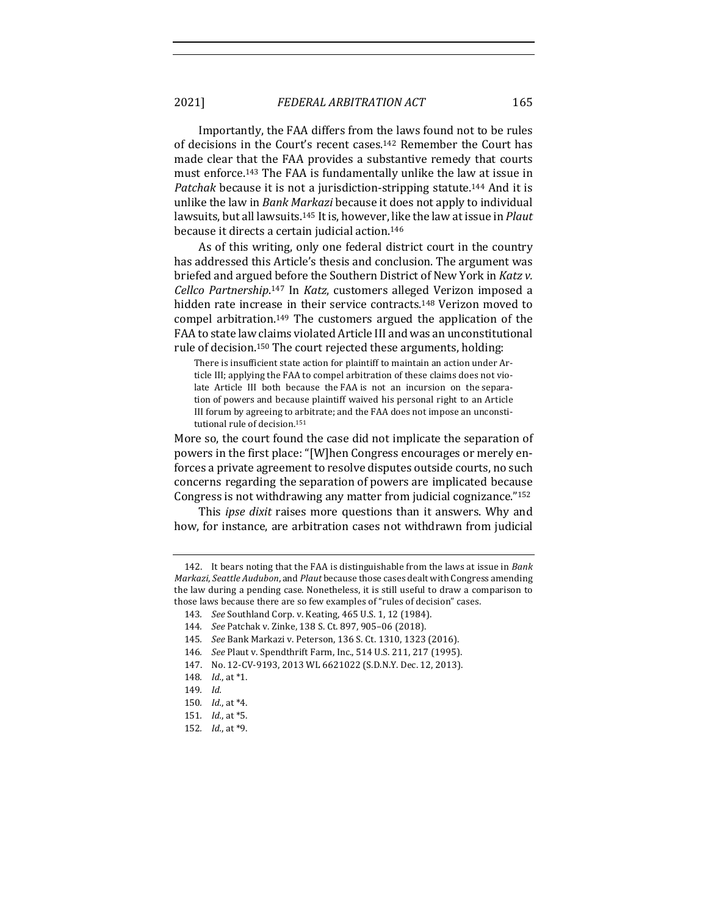Importantly, the FAA differs from the laws found not to be rules of decisions in the Court's recent cases.[142] Remember the Court has made clear that the FAA provides a substantive remedy that courts must enforce.[143] The FAA is fundamentally unlike the law at issue in *Patchak* because it is not a jurisdiction-stripping statute.[144] And it is unlike the law in *Bank Markazi* because it does not apply to individual lawsuits, but all lawsuits.[145] It is, however, like the law at issue in *Plaut* because it directs a certain judicial action.[146]

As of this writing, only one federal district court in the country has addressed this Article's thesis and conclusion. The argument was briefed and argued before the Southern District of New York in *Katz v. Cellco Partnership*.[147] In *Katz*, customers alleged Verizon imposed a hidden rate increase in their service contracts.[148] Verizon moved to compel arbitration.[149] The customers argued the application of the FAA to state law claims violated Article III and was an unconstitutional rule of decision.[150] The court rejected these arguments, holding:

> There is insufficient state action for plaintiff to maintain an action under Article III; applying the FAA to compel arbitration of these claims does not violate Article III both because the FAA is not an incursion on the separation of powers and because plaintiff waived his personal right to an Article III forum by agreeing to arbitrate; and the FAA does not impose an unconstitutional rule of decision.[151]

More so, the court found the case did not implicate the separation of powers in the first place: "[W]hen Congress encourages or merely enforces a private agreement to resolve disputes outside courts, no such concerns regarding the separation of powers are implicated because Congress is not withdrawing any matter from judicial cognizance."[152]

This *ipse dixit* raises more questions than it answers. Why and how, for instance, are arbitration cases not withdrawn from judicial

142. It bears noting that the FAA is distinguishable from the laws at issue in *Bank Markazi*, *Seattle Audubon*, and *Plaut* because those cases dealt with Congress amending the law during a pending case. Nonetheless, it is still useful to draw a comparison to those laws because there are so few examples of "rules of decision" cases.

143. *See* Southland Corp. v. Keating, 465 U.S. 1, 12 (1984).

144. *See* Patchak v. Zinke, 138 S. Ct. 897, 905–06 (2018).

145. *See* Bank Markazi v. Peterson, 136 S. Ct. 1310, 1323 (2016).

146. *See* Plaut v. Spendthrift Farm, Inc., 514 U.S. 211, 217 (1995).

147. No. 12-CV-9193, 2013 WL 6621022 (S.D.N.Y. Dec. 12, 2013).

148. *Id.*, at *1.

149. *Id.*

150. *Id.*, at *4.

151. *Id.*, at *5.

152. *Id.*, at *9.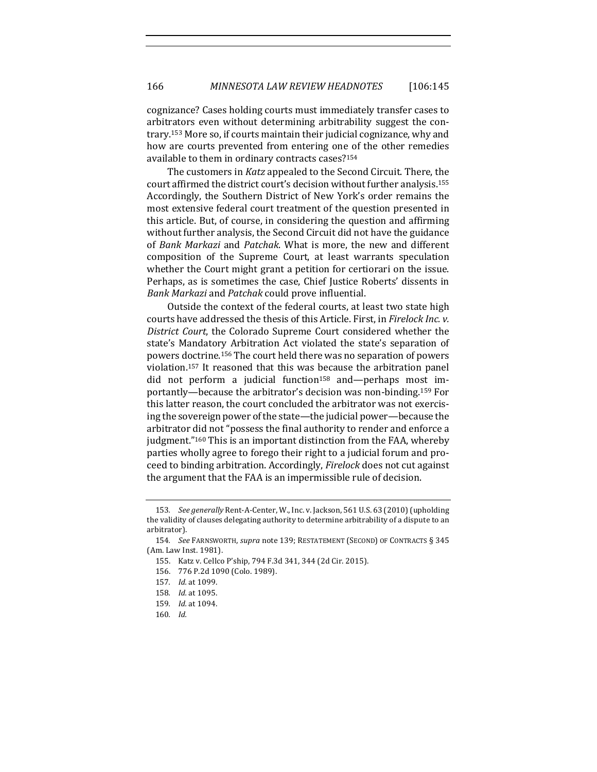cognizance? Cases holding courts must immediately transfer cases to arbitrators even without determining arbitrability suggest the contrary.[153] More so, if courts maintain their judicial cognizance, why and how are courts prevented from entering one of the other remedies available to them in ordinary contracts cases?[154]

The customers in *Katz* appealed to the Second Circuit. There, the court affirmed the district court's decision without further analysis.[155] Accordingly, the Southern District of New York's order remains the most extensive federal court treatment of the question presented in this article. But, of course, in considering the question and affirming without further analysis, the Second Circuit did not have the guidance of *Bank Markazi* and *Patchak*. What is more, the new and different composition of the Supreme Court, at least warrants speculation whether the Court might grant a petition for certiorari on the issue. Perhaps, as is sometimes the case, Chief Justice Roberts' dissents in *Bank Markazi* and *Patchak* could prove influential.

Outside the context of the federal courts, at least two state high courts have addressed the thesis of this Article. First, in *Firelock Inc. v. District Court*, the Colorado Supreme Court considered whether the state's Mandatory Arbitration Act violated the state's separation of powers doctrine.[156] The court held there was no separation of powers violation.[157] It reasoned that this was because the arbitration panel did not perform a judicial function[158] and—perhaps most importantly—because the arbitrator's decision was non-binding.[159] For this latter reason, the court concluded the arbitrator was not exercising the sovereign power of the state—the judicial power—because the arbitrator did not "possess the final authority to render and enforce a judgment."[160] This is an important distinction from the FAA, whereby parties wholly agree to forego their right to a judicial forum and proceed to binding arbitration. Accordingly, *Firelock* does not cut against the argument that the FAA is an impermissible rule of decision.

---

153. *See generally* Rent-A-Center, W., Inc. v. Jackson, 561 U.S. 63 (2010) (upholding the validity of clauses delegating authority to determine arbitrability of a dispute to an arbitrator).

154. *See* FARNSWORTH, *supra* note 139; RESTATEMENT (SECOND) OF CONTRACTS § 345 (Am. Law Inst. 1981).

155. Katz v. Cellco P'ship, 794 F.3d 341, 344 (2d Cir. 2015).

156. 776 P.2d 1090 (Colo. 1989).

157. *Id.* at 1099.

158. *Id.* at 1095.

159. *Id.* at 1094.

160. *Id.*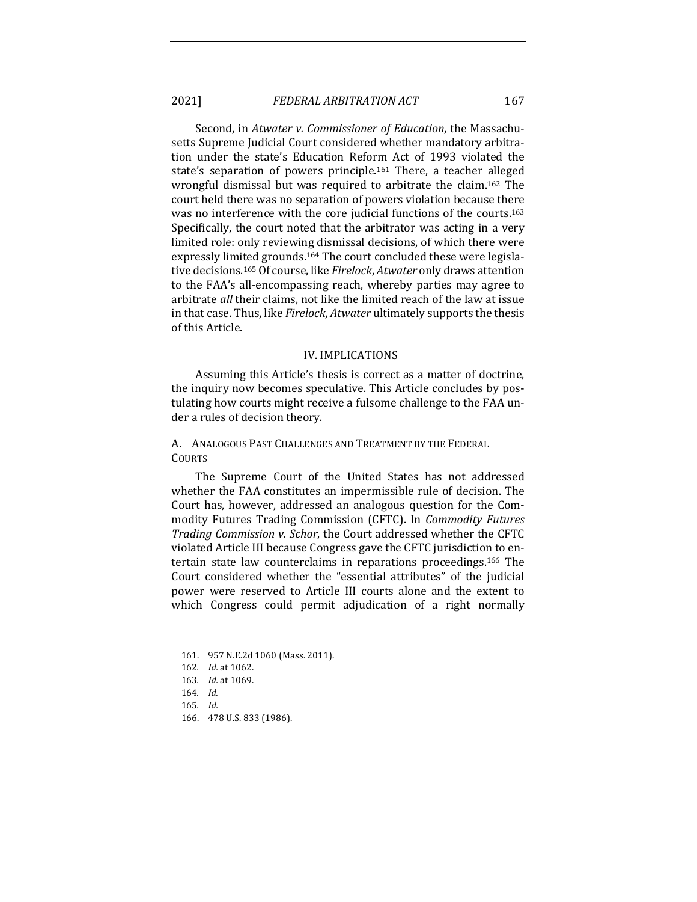Second, in *Atwater v. Commissioner of Education*, the Massachusetts Supreme Judicial Court considered whether mandatory arbitration under the state's Education Reform Act of 1993 violated the state's separation of powers principle.[161] There, a teacher alleged wrongful dismissal but was required to arbitrate the claim.[162] The court held there was no separation of powers violation because there was no interference with the core judicial functions of the courts.[163] Specifically, the court noted that the arbitrator was acting in a very limited role: only reviewing dismissal decisions, of which there were expressly limited grounds.[164] The court concluded these were legislative decisions.[165] Of course, like *Firelock*, *Atwater* only draws attention to the FAA's all-encompassing reach, whereby parties may agree to arbitrate *all* their claims, not like the limited reach of the law at issue in that case. Thus, like *Firelock*, *Atwater* ultimately supports the thesis of this Article.

## IV. IMPLICATIONS

Assuming this Article's thesis is correct as a matter of doctrine, the inquiry now becomes speculative. This Article concludes by postulating how courts might receive a fulsome challenge to the FAA under a rules of decision theory.

### A. ANALOGOUS PAST CHALLENGES AND TREATMENT BY THE FEDERAL COURTS

The Supreme Court of the United States has not addressed whether the FAA constitutes an impermissible rule of decision. The Court has, however, addressed an analogous question for the Commodity Futures Trading Commission (CFTC). In *Commodity Futures Trading Commission v. Schor*, the Court addressed whether the CFTC violated Article III because Congress gave the CFTC jurisdiction to entertain state law counterclaims in reparations proceedings.[166] The Court considered whether the "essential attributes" of the judicial power were reserved to Article III courts alone and the extent to which Congress could permit adjudication of a right normally

---

161. 957 N.E.2d 1060 (Mass. 2011).

162. *Id.* at 1062.

163. *Id.* at 1069.

164. *Id.*

165. *Id.*

166. 478 U.S. 833 (1986).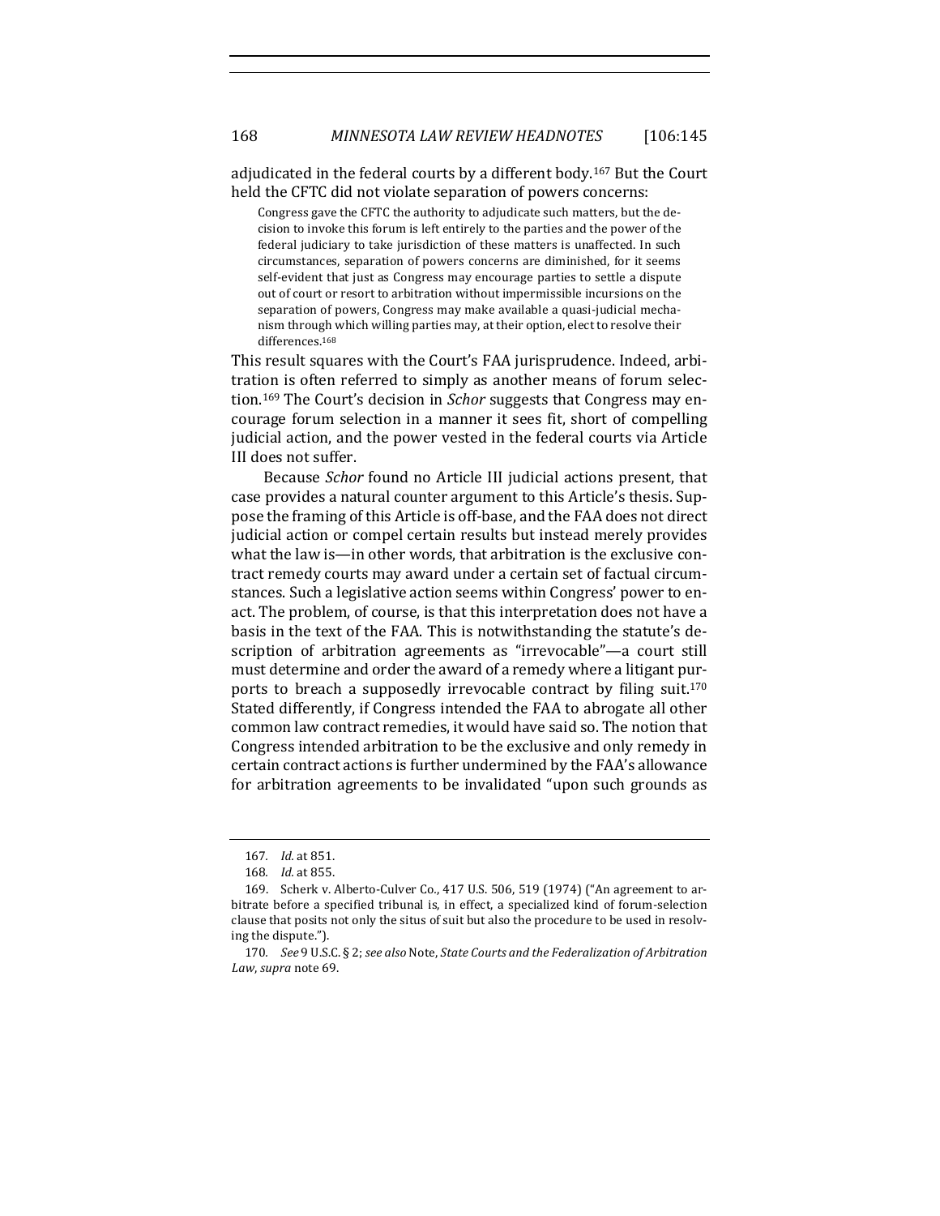adjudicated in the federal courts by a different body.[167] But the Court held the CFTC did not violate separation of powers concerns:

> Congress gave the CFTC the authority to adjudicate such matters, but the decision to invoke this forum is left entirely to the parties and the power of the federal judiciary to take jurisdiction of these matters is unaffected. In such circumstances, separation of powers concerns are diminished, for it seems self-evident that just as Congress may encourage parties to settle a dispute out of court or resort to arbitration without impermissible incursions on the separation of powers, Congress may make available a quasi-judicial mechanism through which willing parties may, at their option, elect to resolve their differences.[168]

This result squares with the Court's FAA jurisprudence. Indeed, arbitration is often referred to simply as another means of forum selection.[169] The Court's decision in *Schor* suggests that Congress may encourage forum selection in a manner it sees fit, short of compelling judicial action, and the power vested in the federal courts via Article III does not suffer.

Because *Schor* found no Article III judicial actions present, that case provides a natural counter argument to this Article's thesis. Suppose the framing of this Article is off-base, and the FAA does not direct judicial action or compel certain results but instead merely provides what the law is—in other words, that arbitration is the exclusive contract remedy courts may award under a certain set of factual circumstances. Such a legislative action seems within Congress' power to enact. The problem, of course, is that this interpretation does not have a basis in the text of the FAA. This is notwithstanding the statute's description of arbitration agreements as "irrevocable"—a court still must determine and order the award of a remedy where a litigant purports to breach a supposedly irrevocable contract by filing suit.[170] Stated differently, if Congress intended the FAA to abrogate all other common law contract remedies, it would have said so. The notion that Congress intended arbitration to be the exclusive and only remedy in certain contract actions is further undermined by the FAA's allowance for arbitration agreements to be invalidated "upon such grounds as

---

167. *Id.* at 851.

168. *Id.* at 855.

169. Scherk v. Alberto-Culver Co., 417 U.S. 506, 519 (1974) ("An agreement to arbitrate before a specified tribunal is, in effect, a specialized kind of forum-selection clause that posits not only the situs of suit but also the procedure to be used in resolving the dispute.").

170. *See* 9 U.S.C. § 2; *see also* Note, *State Courts and the Federalization of Arbitration Law*, *supra* note 69.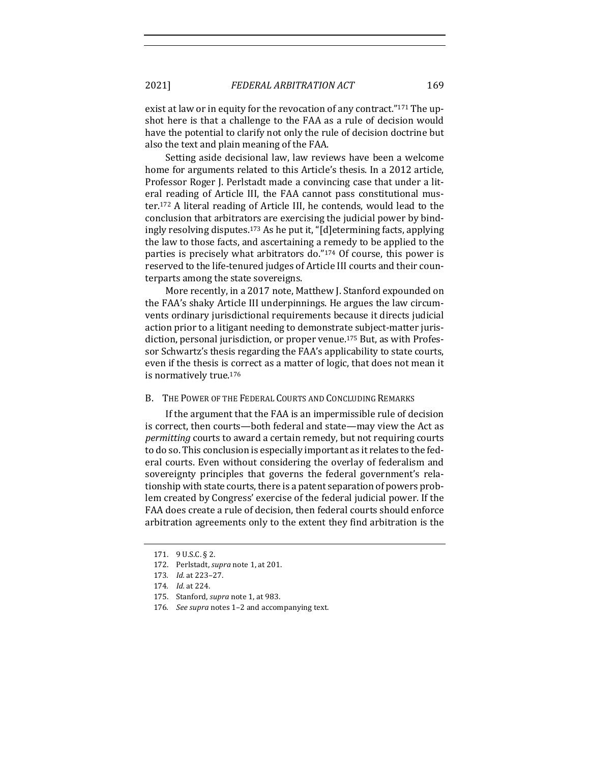exist at law or in equity for the revocation of any contract."[171] The upshot here is that a challenge to the FAA as a rule of decision would have the potential to clarify not only the rule of decision doctrine but also the text and plain meaning of the FAA.

Setting aside decisional law, law reviews have been a welcome home for arguments related to this Article's thesis. In a 2012 article, Professor Roger J. Perlstadt made a convincing case that under a literal reading of Article III, the FAA cannot pass constitutional muster.[172] A literal reading of Article III, he contends, would lead to the conclusion that arbitrators are exercising the judicial power by bindingly resolving disputes.[173] As he put it, "[d]etermining facts, applying the law to those facts, and ascertaining a remedy to be applied to the parties is precisely what arbitrators do."[174] Of course, this power is reserved to the life-tenured judges of Article III courts and their counterparts among the state sovereigns.

More recently, in a 2017 note, Matthew J. Stanford expounded on the FAA's shaky Article III underpinnings. He argues the law circumvents ordinary jurisdictional requirements because it directs judicial action prior to a litigant needing to demonstrate subject-matter jurisdiction, personal jurisdiction, or proper venue.[175] But, as with Professor Schwartz's thesis regarding the FAA's applicability to state courts, even if the thesis is correct as a matter of logic, that does not mean it is normatively true.[176]

## B. The Power of the Federal Courts and Concluding Remarks

If the argument that the FAA is an impermissible rule of decision is correct, then courts—both federal and state—may view the Act as *permitting* courts to award a certain remedy, but not requiring courts to do so. This conclusion is especially important as it relates to the federal courts. Even without considering the overlay of federalism and sovereignty principles that governs the federal government's relationship with state courts, there is a patent separation of powers problem created by Congress' exercise of the federal judicial power. If the FAA does create a rule of decision, then federal courts should enforce arbitration agreements only to the extent they find arbitration is the

171. 9 U.S.C. § 2.

172. Perlstadt, *supra* note 1, at 201.

173. *Id.* at 223–27.

174. *Id.* at 224.

175. Stanford, *supra* note 1, at 983.

176. *See supra* notes 1–2 and accompanying text.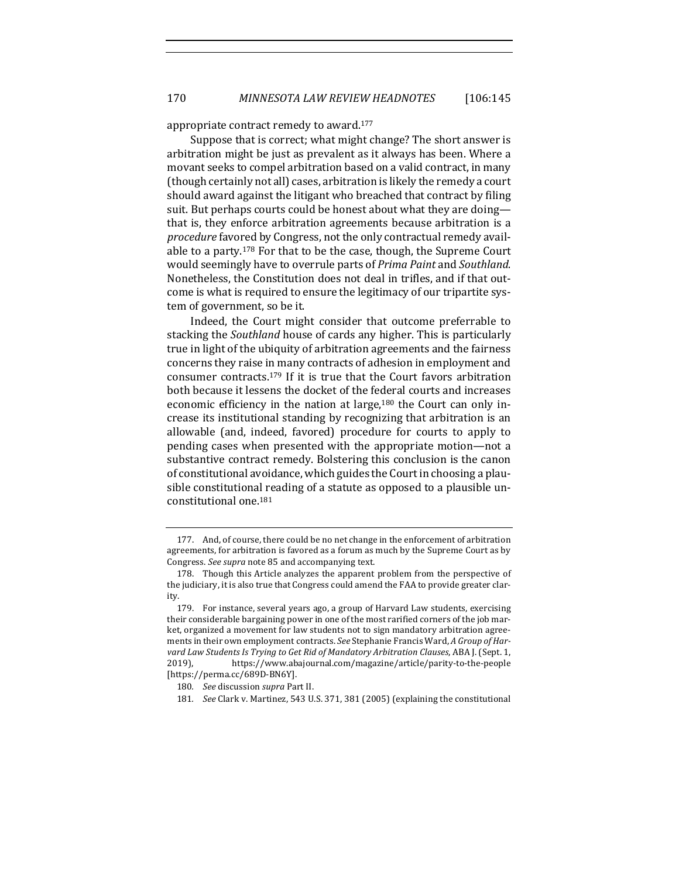appropriate contract remedy to award.[177]

Suppose that is correct; what might change? The short answer is arbitration might be just as prevalent as it always has been. Where a movant seeks to compel arbitration based on a valid contract, in many (though certainly not all) cases, arbitration is likely the remedy a court should award against the litigant who breached that contract by filing suit. But perhaps courts could be honest about what they are doing—that is, they enforce arbitration agreements because arbitration is a *procedure* favored by Congress, not the only contractual remedy available to a party.[178] For that to be the case, though, the Supreme Court would seemingly have to overrule parts of *Prima Paint* and *Southland*. Nonetheless, the Constitution does not deal in trifles, and if that outcome is what is required to ensure the legitimacy of our tripartite system of government, so be it.

Indeed, the Court might consider that outcome preferrable to stacking the *Southland* house of cards any higher. This is particularly true in light of the ubiquity of arbitration agreements and the fairness concerns they raise in many contracts of adhesion in employment and consumer contracts.[179] If it is true that the Court favors arbitration both because it lessens the docket of the federal courts and increases economic efficiency in the nation at large,[180] the Court can only increase its institutional standing by recognizing that arbitration is an allowable (and, indeed, favored) procedure for courts to apply to pending cases when presented with the appropriate motion—not a substantive contract remedy. Bolstering this conclusion is the canon of constitutional avoidance, which guides the Court in choosing a plausible constitutional reading of a statute as opposed to a plausible unconstitutional one.[181]

---

177. And, of course, there could be no net change in the enforcement of arbitration agreements, for arbitration is favored as a forum as much by the Supreme Court as by Congress. *See supra* note 85 and accompanying text.

178. Though this Article analyzes the apparent problem from the perspective of the judiciary, it is also true that Congress could amend the FAA to provide greater clarity.

179. For instance, several years ago, a group of Harvard Law students, exercising their considerable bargaining power in one of the most rarified corners of the job market, organized a movement for law students not to sign mandatory arbitration agreements in their own employment contracts. *See* Stephanie Francis Ward, *A Group of Harvard Law Students Is Trying to Get Rid of Mandatory Arbitration Clauses*, ABA J. (Sept. 1, 2019), https://www.abajournal.com/magazine/article/parity-to-the-people [https://perma.cc/689D-BN6Y].

180. *See* discussion *supra* Part II.

181. *See* Clark v. Martinez, 543 U.S. 371, 381 (2005) (explaining the constitutional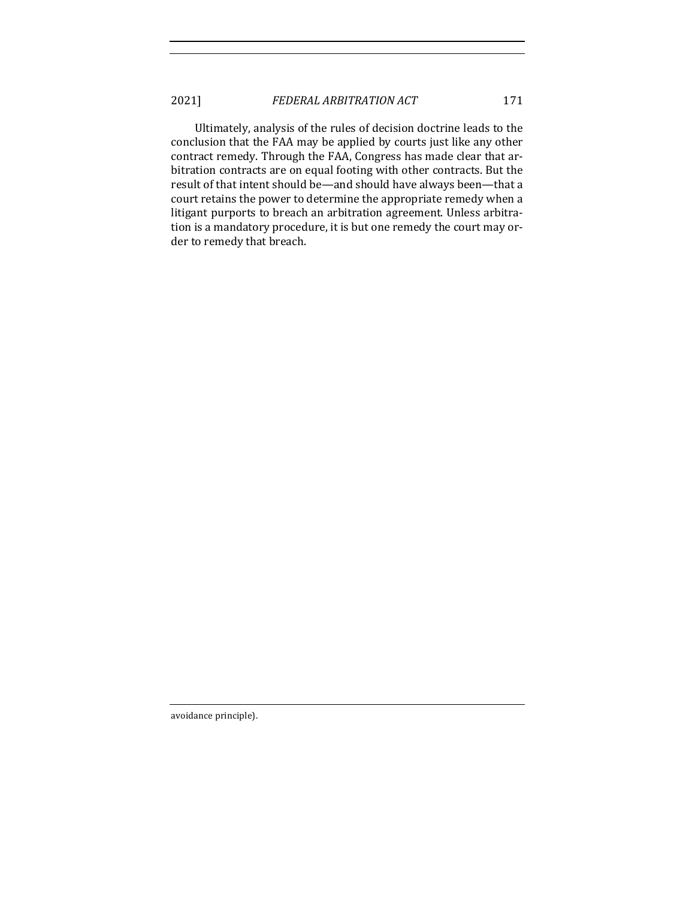Ultimately, analysis of the rules of decision doctrine leads to the conclusion that the FAA may be applied by courts just like any other contract remedy. Through the FAA, Congress has made clear that arbitration contracts are on equal footing with other contracts. But the result of that intent should be—and should have always been—that a court retains the power to determine the appropriate remedy when a litigant purports to breach an arbitration agreement. Unless arbitration is a mandatory procedure, it is but one remedy the court may order to remedy that breach.

avoidance principle).